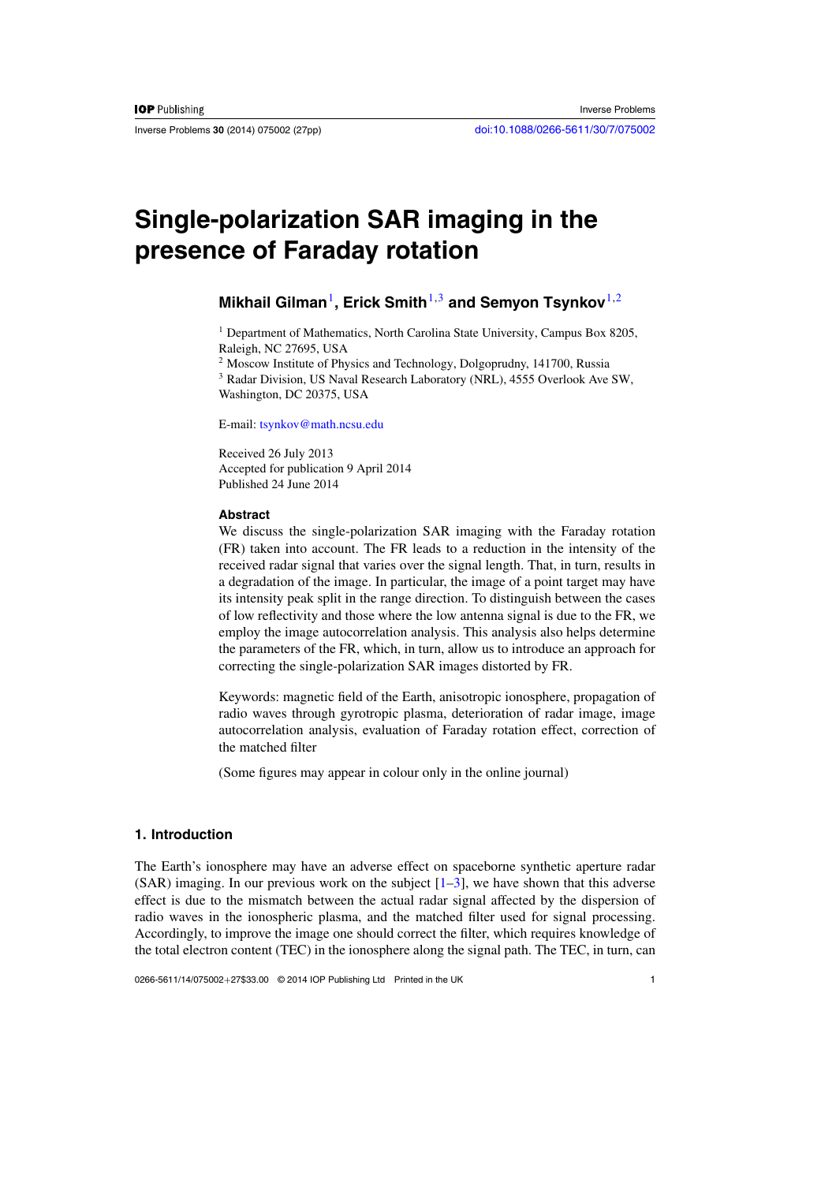# Single-polarization SAR imaging in the presence of Faraday rotation

**Mikhail Gilman**[1], **Erick Smith**[1,3] **and Semyon Tsynkov**[1,2]

[1] Department of Mathematics, North Carolina State University, Campus Box 8205, Raleigh, NC 27695, USA
[2] Moscow Institute of Physics and Technology, Dolgoprudny, 141700, Russia
[3] Radar Division, US Naval Research Laboratory (NRL), 4555 Overlook Ave SW, Washington, DC 20375, USA

E-mail: tsynkov@math.ncsu.edu

Received 26 July 2013
Accepted for publication 9 April 2014
Published 24 June 2014

**Abstract**

We discuss the single-polarization SAR imaging with the Faraday rotation (FR) taken into account. The FR leads to a reduction in the intensity of the received radar signal that varies over the signal length. That, in turn, results in a degradation of the image. In particular, the image of a point target may have its intensity peak split in the range direction. To distinguish between the cases of low reflectivity and those where the low antenna signal is due to the FR, we employ the image autocorrelation analysis. This analysis also helps determine the parameters of the FR, which, in turn, allow us to introduce an approach for correcting the single-polarization SAR images distorted by FR.

Keywords: magnetic field of the Earth, anisotropic ionosphere, propagation of radio waves through gyrotropic plasma, deterioration of radar image, image autocorrelation analysis, evaluation of Faraday rotation effect, correction of the matched filter

(Some figures may appear in colour only in the online journal)

## 1. Introduction

The Earth's ionosphere may have an adverse effect on spaceborne synthetic aperture radar (SAR) imaging. In our previous work on the subject [1–3], we have shown that this adverse effect is due to the mismatch between the actual radar signal affected by the dispersion of radio waves in the ionospheric plasma, and the matched filter used for signal processing. Accordingly, to improve the image one should correct the filter, which requires knowledge of the total electron content (TEC) in the ionosphere along the signal path. The TEC, in turn, can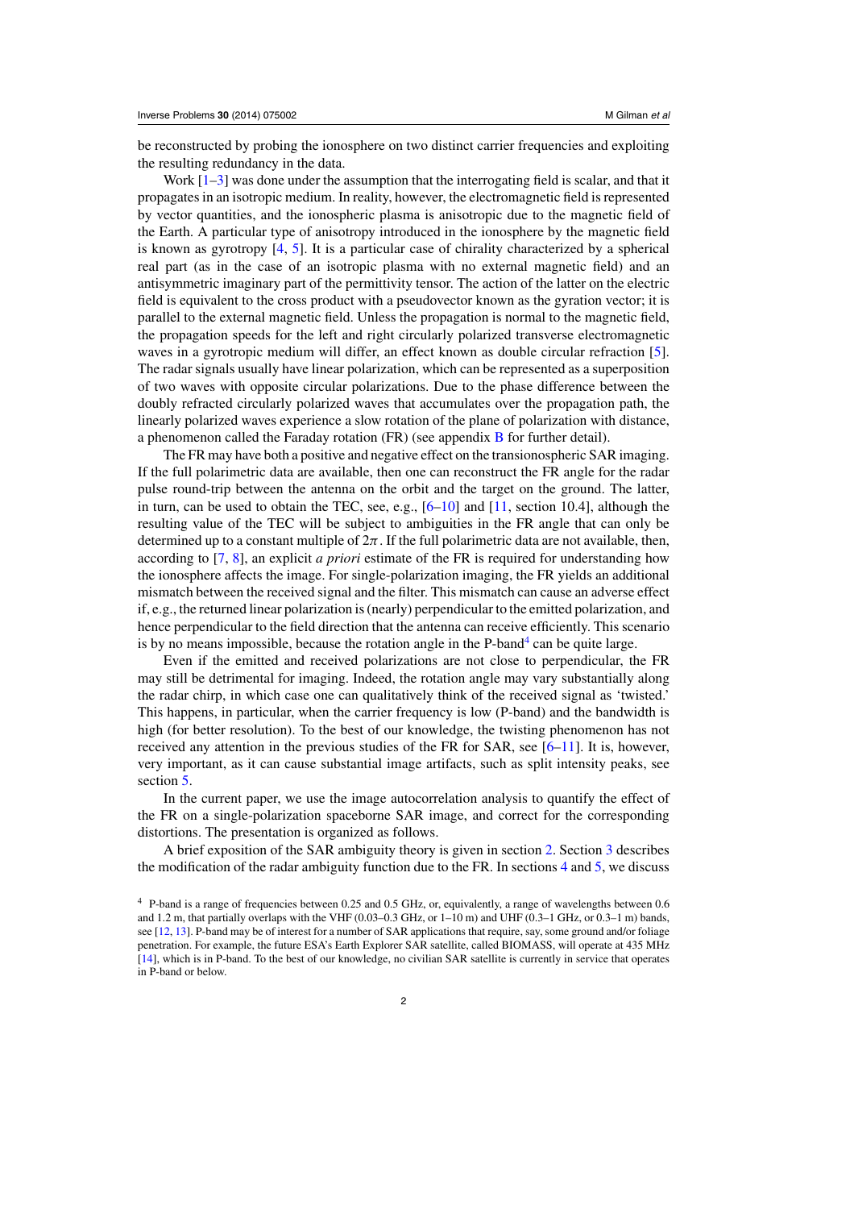be reconstructed by probing the ionosphere on two distinct carrier frequencies and exploiting the resulting redundancy in the data.

Work [1–3] was done under the assumption that the interrogating field is scalar, and that it propagates in an isotropic medium. In reality, however, the electromagnetic field is represented by vector quantities, and the ionospheric plasma is anisotropic due to the magnetic field of the Earth. A particular type of anisotropy introduced in the ionosphere by the magnetic field is known as gyrotropy [4, 5]. It is a particular case of chirality characterized by a spherical real part (as in the case of an isotropic plasma with no external magnetic field) and an antisymmetric imaginary part of the permittivity tensor. The action of the latter on the electric field is equivalent to the cross product with a pseudovector known as the gyration vector; it is parallel to the external magnetic field. Unless the propagation is normal to the magnetic field, the propagation speeds for the left and right circularly polarized transverse electromagnetic waves in a gyrotropic medium will differ, an effect known as double circular refraction [5]. The radar signals usually have linear polarization, which can be represented as a superposition of two waves with opposite circular polarizations. Due to the phase difference between the doubly refracted circularly polarized waves that accumulates over the propagation path, the linearly polarized waves experience a slow rotation of the plane of polarization with distance, a phenomenon called the Faraday rotation (FR) (see appendix B for further detail).

The FR may have both a positive and negative effect on the transionospheric SAR imaging. If the full polarimetric data are available, then one can reconstruct the FR angle for the radar pulse round-trip between the antenna on the orbit and the target on the ground. The latter, in turn, can be used to obtain the TEC, see, e.g., [6–10] and [11, section 10.4], although the resulting value of the TEC will be subject to ambiguities in the FR angle that can only be determined up to a constant multiple of $2\pi$. If the full polarimetric data are not available, then, according to [7, 8], an explicit *a priori* estimate of the FR is required for understanding how the ionosphere affects the image. For single-polarization imaging, the FR yields an additional mismatch between the received signal and the filter. This mismatch can cause an adverse effect if, e.g., the returned linear polarization is (nearly) perpendicular to the emitted polarization, and hence perpendicular to the field direction that the antenna can receive efficiently. This scenario is by no means impossible, because the rotation angle in the P-band[4] can be quite large.

Even if the emitted and received polarizations are not close to perpendicular, the FR may still be detrimental for imaging. Indeed, the rotation angle may vary substantially along the radar chirp, in which case one can qualitatively think of the received signal as 'twisted.' This happens, in particular, when the carrier frequency is low (P-band) and the bandwidth is high (for better resolution). To the best of our knowledge, the twisting phenomenon has not received any attention in the previous studies of the FR for SAR, see [6–11]. It is, however, very important, as it can cause substantial image artifacts, such as split intensity peaks, see section 5.

In the current paper, we use the image autocorrelation analysis to quantify the effect of the FR on a single-polarization spaceborne SAR image, and correct for the corresponding distortions. The presentation is organized as follows.

A brief exposition of the SAR ambiguity theory is given in section 2. Section 3 describes the modification of the radar ambiguity function due to the FR. In sections 4 and 5, we discuss

[4] P-band is a range of frequencies between 0.25 and 0.5 GHz, or, equivalently, a range of wavelengths between 0.6 and 1.2 m, that partially overlaps with the VHF (0.03–0.3 GHz, or 1–10 m) and UHF (0.3–1 GHz, or 0.3–1 m) bands, see [12, 13]. P-band may be of interest for a number of SAR applications that require, say, some ground and/or foliage penetration. For example, the future ESA's Earth Explorer SAR satellite, called BIOMASS, will operate at 435 MHz [14], which is in P-band. To the best of our knowledge, no civilian SAR satellite is currently in service that operates in P-band or below.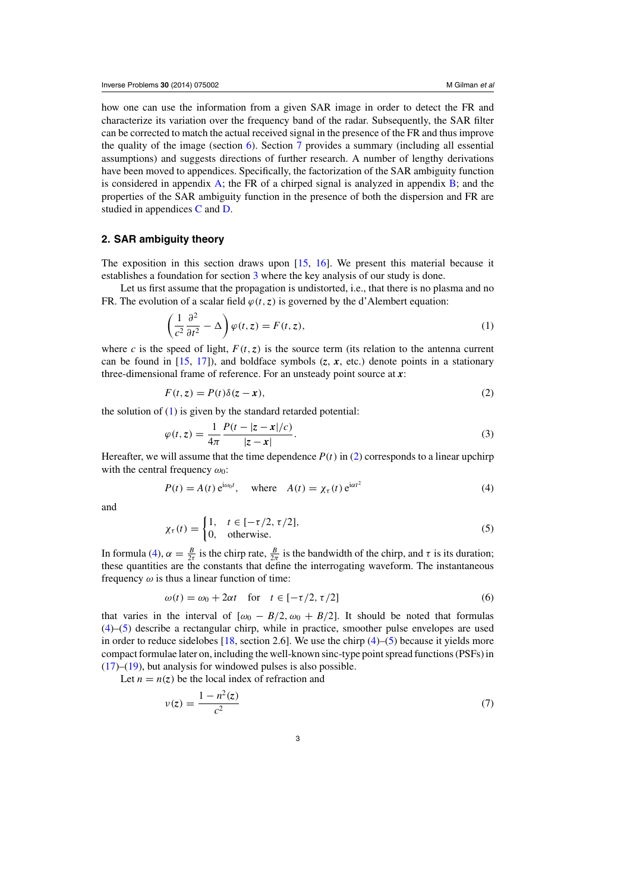how one can use the information from a given SAR image in order to detect the FR and characterize its variation over the frequency band of the radar. Subsequently, the SAR filter can be corrected to match the actual received signal in the presence of the FR and thus improve the quality of the image (section 6). Section 7 provides a summary (including all essential assumptions) and suggests directions of further research. A number of lengthy derivations have been moved to appendices. Specifically, the factorization of the SAR ambiguity function is considered in appendix A; the FR of a chirped signal is analyzed in appendix B; and the properties of the SAR ambiguity function in the presence of both the dispersion and FR are studied in appendices C and D.

## 2. SAR ambiguity theory

The exposition in this section draws upon [15, 16]. We present this material because it establishes a foundation for section 3 where the key analysis of our study is done.

Let us first assume that the propagation is undistorted, i.e., that there is no plasma and no FR. The evolution of a scalar field $\varphi(t, \boldsymbol{z})$ is governed by the d'Alembert equation:

$$\left(\frac{1}{c^2}\frac{\partial^2}{\partial t^2} - \Delta\right)\varphi(t, \boldsymbol{z}) = F(t, \boldsymbol{z}), \tag{1}$$

where $c$ is the speed of light, $F(t, \boldsymbol{z})$ is the source term (its relation to the antenna current can be found in [15, 17]), and boldface symbols ($\boldsymbol{z}$, $\boldsymbol{x}$, etc.) denote points in a stationary three-dimensional frame of reference. For an unsteady point source at $\boldsymbol{x}$:

$$F(t, \boldsymbol{z}) = P(t)\delta(\boldsymbol{z} - \boldsymbol{x}), \tag{2}$$

the solution of (1) is given by the standard retarded potential:

$$\varphi(t, \boldsymbol{z}) = \frac{1}{4\pi}\frac{P(t - |\boldsymbol{z} - \boldsymbol{x}|/c)}{|\boldsymbol{z} - \boldsymbol{x}|}. \tag{3}$$

Hereafter, we will assume that the time dependence $P(t)$ in (2) corresponds to a linear upchirp with the central frequency $\omega_0$:

$$P(t) = A(t)\,\mathrm{e}^{\mathrm{i}\omega_0 t}, \quad \text{where} \quad A(t) = \chi_\tau(t)\,\mathrm{e}^{\mathrm{i}\alpha t^2} \tag{4}$$

and

$$\chi_\tau(t) = \begin{cases} 1, & t \in [-\tau/2, \tau/2], \\ 0, & \text{otherwise}. \end{cases} \tag{5}$$

In formula (4), $\alpha = \frac{B}{2\tau}$ is the chirp rate, $\frac{B}{2\pi}$ is the bandwidth of the chirp, and $\tau$ is its duration; these quantities are the constants that define the interrogating waveform. The instantaneous frequency $\omega$ is thus a linear function of time:

$$\omega(t) = \omega_0 + 2\alpha t \quad \text{for} \quad t \in [-\tau/2, \tau/2] \tag{6}$$

that varies in the interval of $[\omega_0 - B/2, \omega_0 + B/2]$. It should be noted that formulas (4)–(5) describe a rectangular chirp, while in practice, smoother pulse envelopes are used in order to reduce sidelobes [18, section 2.6]. We use the chirp (4)–(5) because it yields more compact formulae later on, including the well-known sinc-type point spread functions (PSFs) in (17)–(19), but analysis for windowed pulses is also possible.

Let $n = n(\boldsymbol{z})$ be the local index of refraction and

$$v(\boldsymbol{z}) = \frac{1 - n^2(\boldsymbol{z})}{c^2} \tag{7}$$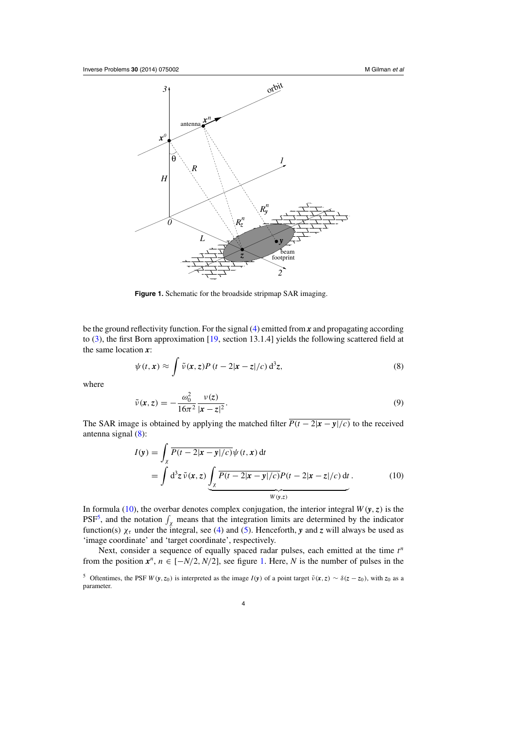**Figure 1.** Schematic for the broadside stripmap SAR imaging.

be the ground reflectivity function. For the signal (4) emitted from $\boldsymbol{x}$ and propagating according to (3), the first Born approximation [19, section 13.1.4] yields the following scattered field at the same location $\boldsymbol{x}$:

$$\psi(t, \boldsymbol{x}) \approx \int \tilde{\nu}(\boldsymbol{x}, \boldsymbol{z}) P(t - 2|\boldsymbol{x} - \boldsymbol{z}|/c) \, \mathrm{d}^3 \boldsymbol{z}, \tag{8}$$

where

$$\tilde{\nu}(\boldsymbol{x}, \boldsymbol{z}) = -\frac{\omega_0^2}{16\pi^2} \frac{\nu(\boldsymbol{z})}{|\boldsymbol{x} - \boldsymbol{z}|^2}. \tag{9}$$

The SAR image is obtained by applying the matched filter $\overline{P(t - 2|\boldsymbol{x} - \boldsymbol{y}|/c)}$ to the received antenna signal (8):

$$\begin{aligned} I(\boldsymbol{y}) &= \int_{\chi} \overline{P(t - 2|\boldsymbol{x} - \boldsymbol{y}|/c)} \psi(t, \boldsymbol{x}) \, \mathrm{d}t \\ &= \int \mathrm{d}^3 \boldsymbol{z} \, \tilde{\nu}(\boldsymbol{x}, \boldsymbol{z}) \underbrace{\int_{\chi} \overline{P(t - 2|\boldsymbol{x} - \boldsymbol{y}|/c)} P(t - 2|\boldsymbol{x} - \boldsymbol{z}|/c) \, \mathrm{d}t}_{W(\boldsymbol{y}, \boldsymbol{z})}. \end{aligned} \tag{10}$$

In formula (10), the overbar denotes complex conjugation, the interior integral $W(\boldsymbol{y}, \boldsymbol{z})$ is the PSF[5], and the notation $\int_{\chi}$ means that the integration limits are determined by the indicator function(s) $\chi_{\tau}$ under the integral, see (4) and (5). Henceforth, $\boldsymbol{y}$ and $\boldsymbol{z}$ will always be used as 'image coordinate' and 'target coordinate', respectively.

Next, consider a sequence of equally spaced radar pulses, each emitted at the time $t^n$ from the position $\boldsymbol{x}^n$, $n \in [-N/2, N/2]$, see figure 1. Here, $N$ is the number of pulses in the

[5] Oftentimes, the PSF $W(\boldsymbol{y}, \boldsymbol{z}_0)$ is interpreted as the image $I(\boldsymbol{y})$ of a point target $\tilde{\nu}(\boldsymbol{x}, \boldsymbol{z}) \sim \delta(\boldsymbol{z} - \boldsymbol{z}_0)$, with $\boldsymbol{z}_0$ as a parameter.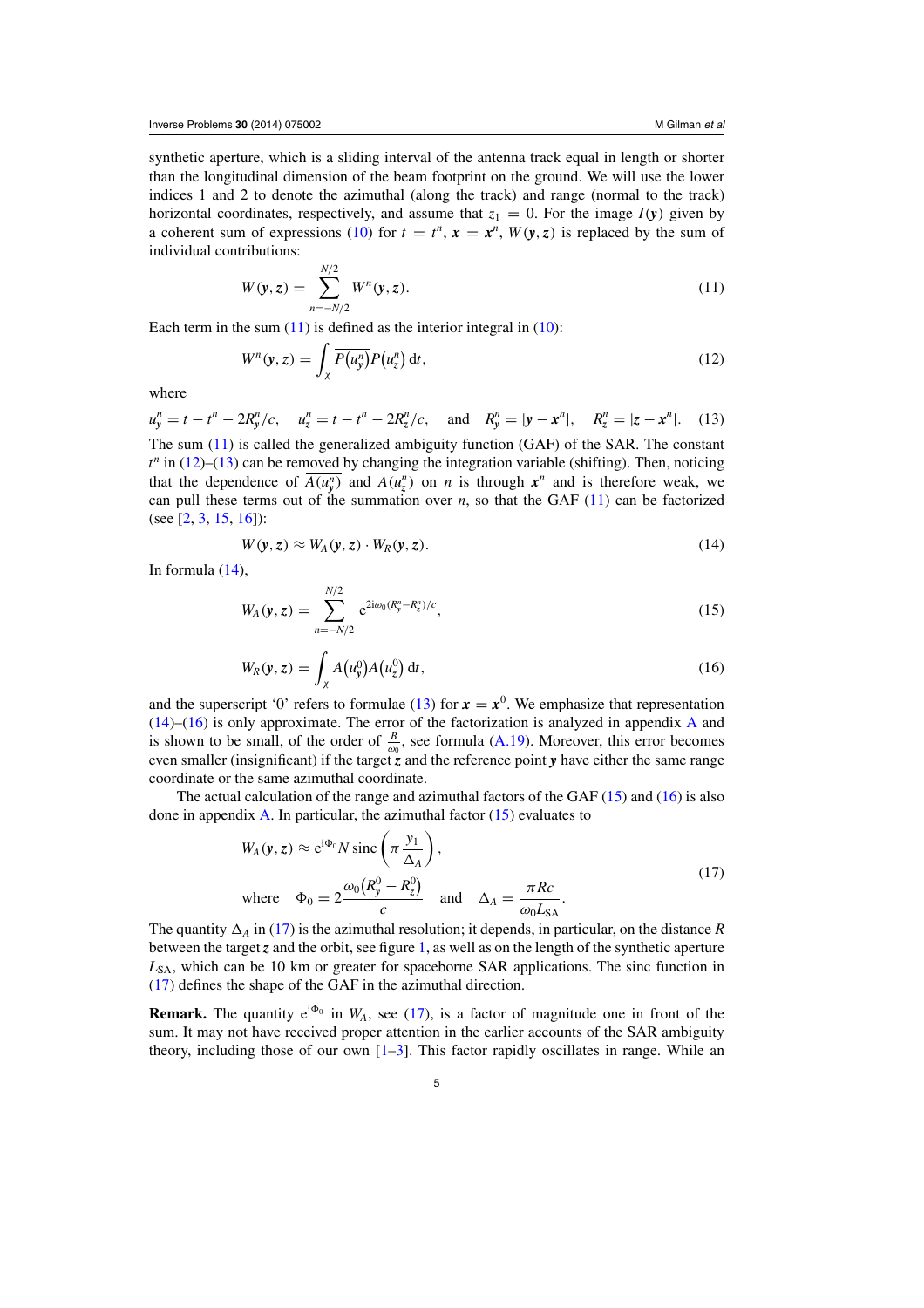synthetic aperture, which is a sliding interval of the antenna track equal in length or shorter than the longitudinal dimension of the beam footprint on the ground. We will use the lower indices 1 and 2 to denote the azimuthal (along the track) and range (normal to the track) horizontal coordinates, respectively, and assume that $z_1 = 0$. For the image $I(\boldsymbol{y})$ given by a coherent sum of expressions (10) for $t = t^n$, $\boldsymbol{x} = \boldsymbol{x}^n$, $W(\boldsymbol{y}, \boldsymbol{z})$ is replaced by the sum of individual contributions:

$$W(\boldsymbol{y}, \boldsymbol{z}) = \sum_{n=-N/2}^{N/2} W^n(\boldsymbol{y}, \boldsymbol{z}). \tag{11}$$

Each term in the sum (11) is defined as the interior integral in (10):

$$W^n(\boldsymbol{y}, \boldsymbol{z}) = \int_\chi \overline{P\big(u_y^n\big)} P\big(u_z^n\big)\,\mathrm{d}t, \tag{12}$$

where

$$u_y^n = t - t^n - 2R_y^n/c, \quad u_z^n = t - t^n - 2R_z^n/c, \quad \text{and} \quad R_y^n = |\boldsymbol{y} - \boldsymbol{x}^n|, \quad R_z^n = |\boldsymbol{z} - \boldsymbol{x}^n|. \tag{13}$$

The sum (11) is called the generalized ambiguity function (GAF) of the SAR. The constant $t^n$ in (12)–(13) can be removed by changing the integration variable (shifting). Then, noticing that the dependence of $\overline{A(u_y^n)}$ and $A(u_z^n)$ on $n$ is through $\boldsymbol{x}^n$ and is therefore weak, we can pull these terms out of the summation over $n$, so that the GAF (11) can be factorized (see [2, 3, 15, 16]):

$$W(\boldsymbol{y}, \boldsymbol{z}) \approx W_A(\boldsymbol{y}, \boldsymbol{z}) \cdot W_R(\boldsymbol{y}, \boldsymbol{z}). \tag{14}$$

In formula (14),

$$W_A(\boldsymbol{y}, \boldsymbol{z}) = \sum_{n=-N/2}^{N/2} \mathrm{e}^{2\mathrm{i}\omega_0(R_y^n - R_z^n)/c}, \tag{15}$$

$$W_R(\boldsymbol{y}, \boldsymbol{z}) = \int_\chi \overline{A\big(u_y^0\big)} A\big(u_z^0\big)\,\mathrm{d}t, \tag{16}$$

and the superscript '0' refers to formulae (13) for $\boldsymbol{x} = \boldsymbol{x}^0$. We emphasize that representation (14)–(16) is only approximate. The error of the factorization is analyzed in appendix A and is shown to be small, of the order of $\frac{B}{\omega_0}$, see formula (A.19). Moreover, this error becomes even smaller (insignificant) if the target $\boldsymbol{z}$ and the reference point $\boldsymbol{y}$ have either the same range coordinate or the same azimuthal coordinate.

The actual calculation of the range and azimuthal factors of the GAF (15) and (16) is also done in appendix A. In particular, the azimuthal factor (15) evaluates to

$$W_A(\boldsymbol{y}, \boldsymbol{z}) \approx \mathrm{e}^{\mathrm{i}\Phi_0} N \,\mathrm{sinc}\left(\pi \frac{y_1}{\Delta_A}\right), \qquad \text{where} \quad \Phi_0 = 2\frac{\omega_0\big(R_y^0 - R_z^0\big)}{c} \quad \text{and} \quad \Delta_A = \frac{\pi R c}{\omega_0 L_{\mathrm{SA}}}. \tag{17}$$

The quantity $\Delta_A$ in (17) is the azimuthal resolution; it depends, in particular, on the distance $R$ between the target $\boldsymbol{z}$ and the orbit, see figure 1, as well as on the length of the synthetic aperture $L_{\mathrm{SA}}$, which can be 10 km or greater for spaceborne SAR applications. The sinc function in (17) defines the shape of the GAF in the azimuthal direction.

**Remark.** The quantity $\mathrm{e}^{\mathrm{i}\Phi_0}$ in $W_A$, see (17), is a factor of magnitude one in front of the sum. It may not have received proper attention in the earlier accounts of the SAR ambiguity theory, including those of our own [1–3]. This factor rapidly oscillates in range. While an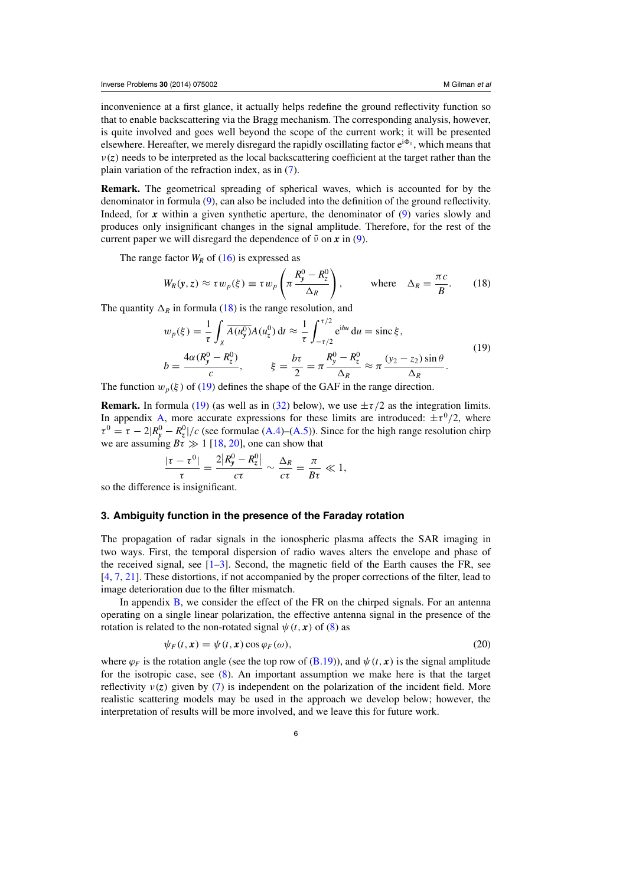inconvenience at a first glance, it actually helps redefine the ground reflectivity function so that to enable backscattering via the Bragg mechanism. The corresponding analysis, however, is quite involved and goes well beyond the scope of the current work; it will be presented elsewhere. Hereafter, we merely disregard the rapidly oscillating factor $e^{i\Phi_0}$, which means that $\nu(\boldsymbol{z})$ needs to be interpreted as the local backscattering coefficient at the target rather than the plain variation of the refraction index, as in (7).

**Remark.** The geometrical spreading of spherical waves, which is accounted for by the denominator in formula (9), can also be included into the definition of the ground reflectivity. Indeed, for $\boldsymbol{x}$ within a given synthetic aperture, the denominator of (9) varies slowly and produces only insignificant changes in the signal amplitude. Therefore, for the rest of the current paper we will disregard the dependence of $\tilde{\nu}$ on $\boldsymbol{x}$ in (9).

The range factor $W_R$ of (16) is expressed as

$$W_R(\boldsymbol{y},\boldsymbol{z}) \approx \tau w_p(\xi) \equiv \tau w_p\left(\pi \frac{R_y^0 - R_z^0}{\Delta_R}\right), \qquad \text{where} \quad \Delta_R = \frac{\pi c}{B}. \tag{18}$$

The quantity $\Delta_R$ in formula (18) is the range resolution, and

$$\begin{aligned} w_p(\xi) &= \frac{1}{\tau}\int_\chi \overline{A(u_y^0)}A(u_z^0)\,dt \approx \frac{1}{\tau}\int_{-\tau/2}^{\tau/2} e^{ibu}\,du = \operatorname{sinc}\xi, \\ b &= \frac{4\alpha(R_y^0 - R_z^0)}{c}, \qquad \xi = \frac{b\tau}{2} = \pi\frac{R_y^0 - R_z^0}{\Delta_R} \approx \pi\frac{(y_2 - z_2)\sin\theta}{\Delta_R}. \end{aligned} \tag{19}$$

The function $w_p(\xi)$ of (19) defines the shape of the GAF in the range direction.

**Remark.** In formula (19) (as well as in (32) below), we use $\pm\tau/2$ as the integration limits. In appendix A, more accurate expressions for these limits are introduced: $\pm\tau^0/2$, where $\tau^0 = \tau - 2|R_y^0 - R_z^0|/c$ (see formulae (A.4)–(A.5)). Since for the high range resolution chirp we are assuming $B\tau \gg 1$ [18, 20], one can show that

$$\frac{|\tau - \tau^0|}{\tau} = \frac{2|R_y^0 - R_z^0|}{c\tau} \sim \frac{\Delta_R}{c\tau} = \frac{\pi}{B\tau} \ll 1,$$

so the difference is insignificant.

## 3. Ambiguity function in the presence of the Faraday rotation

The propagation of radar signals in the ionospheric plasma affects the SAR imaging in two ways. First, the temporal dispersion of radio waves alters the envelope and phase of the received signal, see [1–3]. Second, the magnetic field of the Earth causes the FR, see [4, 7, 21]. These distortions, if not accompanied by the proper corrections of the filter, lead to image deterioration due to the filter mismatch.

In appendix B, we consider the effect of the FR on the chirped signals. For an antenna operating on a single linear polarization, the effective antenna signal in the presence of the rotation is related to the non-rotated signal $\psi(t,\boldsymbol{x})$ of (8) as

$$\psi_F(t,\boldsymbol{x}) = \psi(t,\boldsymbol{x})\cos\varphi_F(\omega), \tag{20}$$

where $\varphi_F$ is the rotation angle (see the top row of (B.19)), and $\psi(t,\boldsymbol{x})$ is the signal amplitude for the isotropic case, see (8). An important assumption we make here is that the target reflectivity $\nu(\boldsymbol{z})$ given by (7) is independent on the polarization of the incident field. More realistic scattering models may be used in the approach we develop below; however, the interpretation of results will be more involved, and we leave this for future work.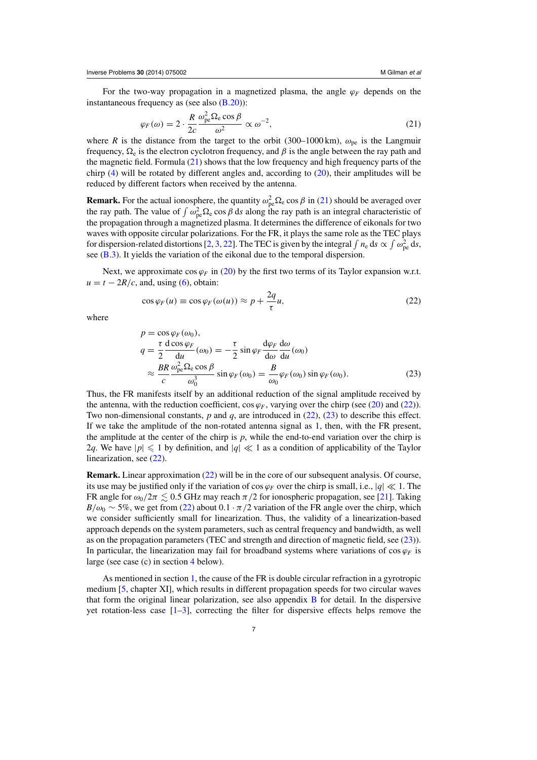For the two-way propagation in a magnetized plasma, the angle $\varphi_F$ depends on the instantaneous frequency as (see also (B.20)):

$$\varphi_F(\omega) = 2 \cdot \frac{R}{2c} \frac{\omega_{\mathrm{pe}}^2 \Omega_{\mathrm{e}} \cos\beta}{\omega^2} \propto \omega^{-2}, \tag{21}$$

where $R$ is the distance from the target to the orbit (300–1000 km), $\omega_{\mathrm{pe}}$ is the Langmuir frequency, $\Omega_{\mathrm{e}}$ is the electron cyclotron frequency, and $\beta$ is the angle between the ray path and the magnetic field. Formula (21) shows that the low frequency and high frequency parts of the chirp (4) will be rotated by different angles and, according to (20), their amplitudes will be reduced by different factors when received by the antenna.

**Remark.** For the actual ionosphere, the quantity $\omega_{\mathrm{pe}}^2 \Omega_{\mathrm{e}} \cos\beta$ in (21) should be averaged over the ray path. The value of $\int \omega_{\mathrm{pe}}^2 \Omega_{\mathrm{e}} \cos\beta \, \mathrm{d}s$ along the ray path is an integral characteristic of the propagation through a magnetized plasma. It determines the difference of eikonals for two waves with opposite circular polarizations. For the FR, it plays the same role as the TEC plays for dispersion-related distortions [2, 3, 22]. The TEC is given by the integral $\int n_{\mathrm{e}} \, \mathrm{d}s \propto \int \omega_{\mathrm{pe}}^2 \, \mathrm{d}s$, see (B.3). It yields the variation of the eikonal due to the temporal dispersion.

Next, we approximate $\cos\varphi_F$ in (20) by the first two terms of its Taylor expansion w.r.t. $u = t - 2R/c$, and, using (6), obtain:

$$\cos\varphi_F(u) \equiv \cos\varphi_F(\omega(u)) \approx p + \frac{2q}{\tau} u, \tag{22}$$

where

$$\begin{aligned}
p &= \cos\varphi_F(\omega_0), \\
q &= \frac{\tau}{2} \frac{\mathrm{d}\cos\varphi_F}{\mathrm{d}u}(\omega_0) = -\frac{\tau}{2} \sin\varphi_F \frac{\mathrm{d}\varphi_F}{\mathrm{d}\omega} \frac{\mathrm{d}\omega}{\mathrm{d}u}(\omega_0) \\
&\approx \frac{BR}{c} \frac{\omega_{\mathrm{pe}}^2 \Omega_{\mathrm{e}} \cos\beta}{\omega_0^3} \sin\varphi_F(\omega_0) = \frac{B}{\omega_0} \varphi_F(\omega_0) \sin\varphi_F(\omega_0).
\end{aligned} \tag{23}$$

Thus, the FR manifests itself by an additional reduction of the signal amplitude received by the antenna, with the reduction coefficient, $\cos\varphi_F$, varying over the chirp (see (20) and (22)). Two non-dimensional constants, $p$ and $q$, are introduced in (22), (23) to describe this effect. If we take the amplitude of the non-rotated antenna signal as 1, then, with the FR present, the amplitude at the center of the chirp is $p$, while the end-to-end variation over the chirp is $2q$. We have $|p| \leqslant 1$ by definition, and $|q| \ll 1$ as a condition of applicability of the Taylor linearization, see (22).

**Remark.** Linear approximation (22) will be in the core of our subsequent analysis. Of course, its use may be justified only if the variation of $\cos\varphi_F$ over the chirp is small, i.e., $|q| \ll 1$. The FR angle for $\omega_0/2\pi \lesssim 0.5$ GHz may reach $\pi/2$ for ionospheric propagation, see [21]. Taking $B/\omega_0 \sim 5\%$, we get from (22) about $0.1 \cdot \pi/2$ variation of the FR angle over the chirp, which we consider sufficiently small for linearization. Thus, the validity of a linearization-based approach depends on the system parameters, such as central frequency and bandwidth, as well as on the propagation parameters (TEC and strength and direction of magnetic field, see (23)). In particular, the linearization may fail for broadband systems where variations of $\cos\varphi_F$ is large (see case (c) in section 4 below).

As mentioned in section 1, the cause of the FR is double circular refraction in a gyrotropic medium [5, chapter XI], which results in different propagation speeds for two circular waves that form the original linear polarization, see also appendix B for detail. In the dispersive yet rotation-less case [1–3], correcting the filter for dispersive effects helps remove the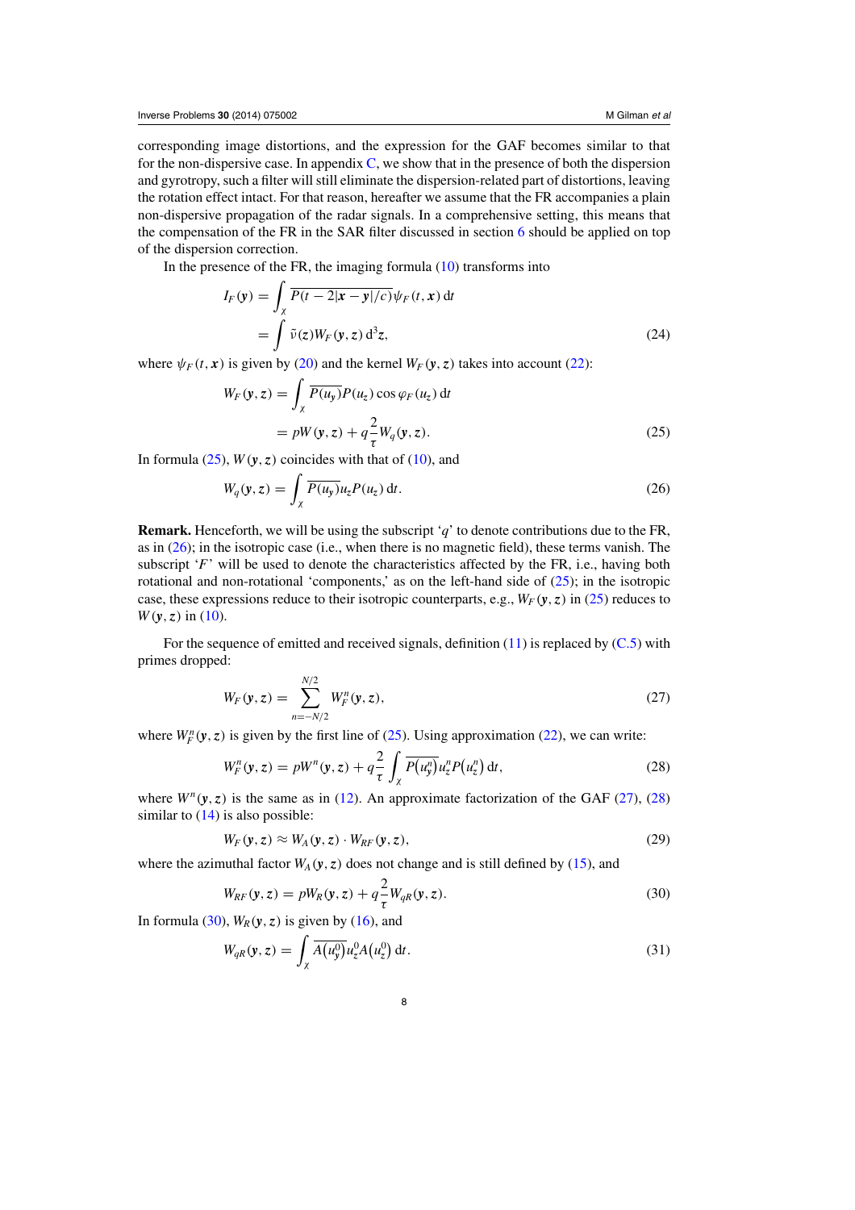corresponding image distortions, and the expression for the GAF becomes similar to that for the non-dispersive case. In appendix C, we show that in the presence of both the dispersion and gyrotropy, such a filter will still eliminate the dispersion-related part of distortions, leaving the rotation effect intact. For that reason, hereafter we assume that the FR accompanies a plain non-dispersive propagation of the radar signals. In a comprehensive setting, this means that the compensation of the FR in the SAR filter discussed in section 6 should be applied on top of the dispersion correction.

In the presence of the FR, the imaging formula (10) transforms into

$$I_F(\boldsymbol{y}) = \int_\chi \overline{P(t - 2|\boldsymbol{x} - \boldsymbol{y}|/c)} \psi_F(t, \boldsymbol{x})\,\mathrm{d}t$$
$$= \int \tilde{\nu}(\boldsymbol{z}) W_F(\boldsymbol{y}, \boldsymbol{z})\,\mathrm{d}^3\boldsymbol{z}, \tag{24}$$

where $\psi_F(t, \boldsymbol{x})$ is given by (20) and the kernel $W_F(\boldsymbol{y}, \boldsymbol{z})$ takes into account (22):

$$W_F(\boldsymbol{y}, \boldsymbol{z}) = \int_\chi \overline{P(u_y)} P(u_z) \cos\varphi_F(u_z)\,\mathrm{d}t$$
$$= pW(\boldsymbol{y}, \boldsymbol{z}) + q\frac{2}{\tau} W_q(\boldsymbol{y}, \boldsymbol{z}). \tag{25}$$

In formula (25), $W(\boldsymbol{y}, \boldsymbol{z})$ coincides with that of (10), and

$$W_q(\boldsymbol{y}, \boldsymbol{z}) = \int_\chi \overline{P(u_y)} u_z P(u_z)\,\mathrm{d}t. \tag{26}$$

**Remark.** Henceforth, we will be using the subscript '$q$' to denote contributions due to the FR, as in (26); in the isotropic case (i.e., when there is no magnetic field), these terms vanish. The subscript '$F$' will be used to denote the characteristics affected by the FR, i.e., having both rotational and non-rotational 'components,' as on the left-hand side of (25); in the isotropic case, these expressions reduce to their isotropic counterparts, e.g., $W_F(\boldsymbol{y}, \boldsymbol{z})$ in (25) reduces to $W(\boldsymbol{y}, \boldsymbol{z})$ in (10).

For the sequence of emitted and received signals, definition (11) is replaced by (C.5) with primes dropped:

$$W_F(\boldsymbol{y}, \boldsymbol{z}) = \sum_{n=-N/2}^{N/2} W_F^n(\boldsymbol{y}, \boldsymbol{z}), \tag{27}$$

where $W_F^n(\boldsymbol{y}, \boldsymbol{z})$ is given by the first line of (25). Using approximation (22), we can write:

$$W_F^n(\boldsymbol{y}, \boldsymbol{z}) = pW^n(\boldsymbol{y}, \boldsymbol{z}) + q\frac{2}{\tau} \int_\chi \overline{P\left(u_y^n\right)} u_z^n P\left(u_z^n\right)\mathrm{d}t, \tag{28}$$

where $W^n(\boldsymbol{y}, \boldsymbol{z})$ is the same as in (12). An approximate factorization of the GAF (27), (28) similar to (14) is also possible:

$$W_F(\boldsymbol{y}, \boldsymbol{z}) \approx W_A(\boldsymbol{y}, \boldsymbol{z}) \cdot W_{RF}(\boldsymbol{y}, \boldsymbol{z}), \tag{29}$$

where the azimuthal factor $W_A(\boldsymbol{y}, \boldsymbol{z})$ does not change and is still defined by (15), and

$$W_{RF}(\boldsymbol{y}, \boldsymbol{z}) = pW_R(\boldsymbol{y}, \boldsymbol{z}) + q\frac{2}{\tau} W_{qR}(\boldsymbol{y}, \boldsymbol{z}). \tag{30}$$

In formula (30), $W_R(\boldsymbol{y}, \boldsymbol{z})$ is given by (16), and

$$W_{qR}(\boldsymbol{y}, \boldsymbol{z}) = \int_\chi \overline{A\left(u_y^0\right)} u_z^0 A\left(u_z^0\right)\mathrm{d}t. \tag{31}$$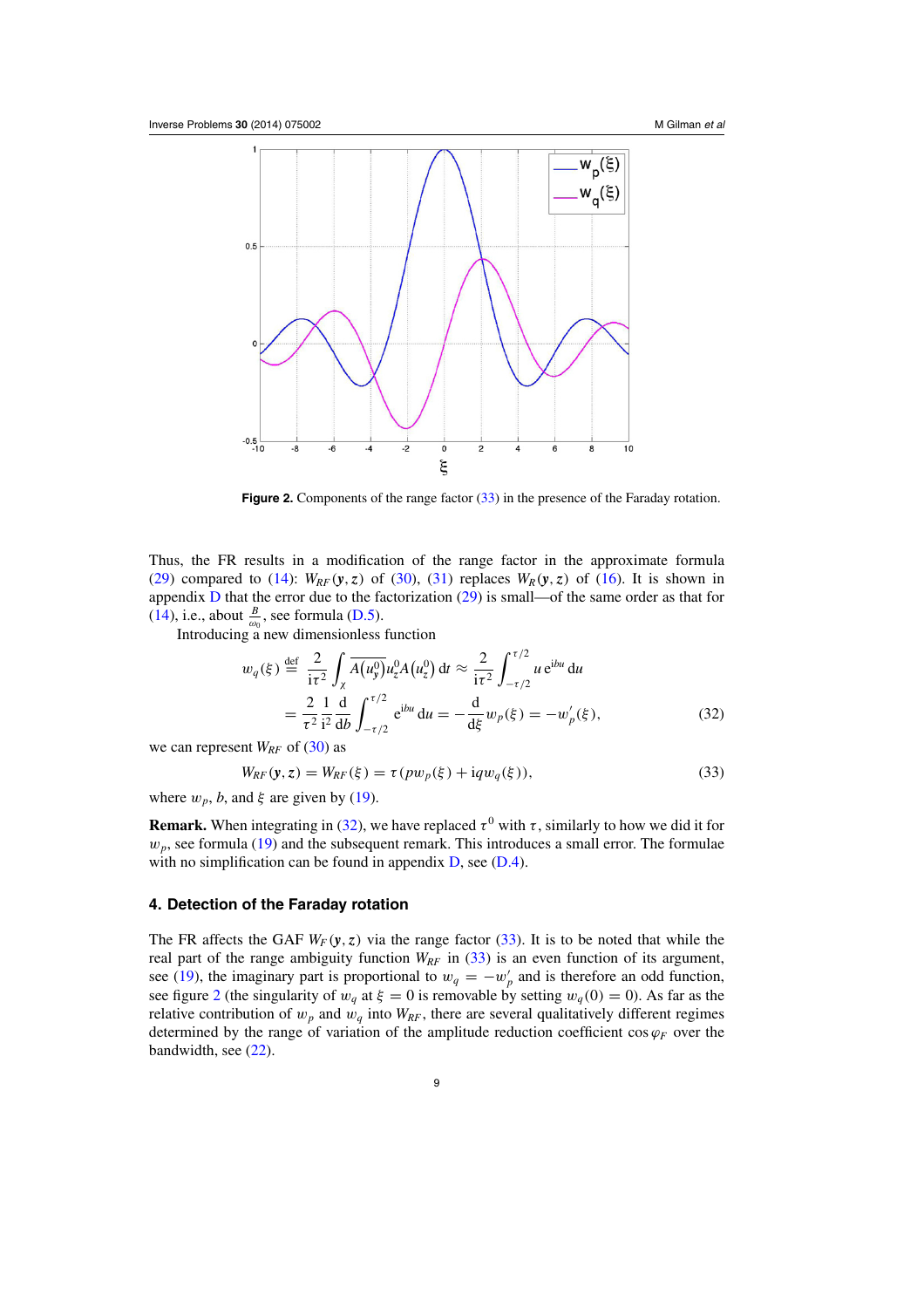**Figure 2.** Components of the range factor (33) in the presence of the Faraday rotation.

Thus, the FR results in a modification of the range factor in the approximate formula (29) compared to (14): $W_{RF}(\mathbf{y}, z)$ of (30), (31) replaces $W_R(\mathbf{y}, z)$ of (16). It is shown in appendix D that the error due to the factorization (29) is small—of the same order as that for (14), i.e., about $\frac{B}{\omega_0}$, see formula (D.5).

Introducing a new dimensionless function

$$w_q(\xi) \stackrel{\text{def}}{=} \frac{2}{\mathrm{i}\tau^2} \int_\chi \overline{A(u_y^0)} u_z^0 A(u_z^0)\, \mathrm{d}t \approx \frac{2}{\mathrm{i}\tau^2} \int_{-\tau/2}^{\tau/2} u\, \mathrm{e}^{\mathrm{i}bu}\, \mathrm{d}u$$
$$= \frac{2}{\tau^2} \frac{1}{\mathrm{i}^2} \frac{\mathrm{d}}{\mathrm{d}b} \int_{-\tau/2}^{\tau/2} \mathrm{e}^{\mathrm{i}bu}\, \mathrm{d}u = -\frac{\mathrm{d}}{\mathrm{d}\xi} w_p(\xi) = -w_p'(\xi), \tag{32}$$

we can represent $W_{RF}$ of (30) as

$$W_{RF}(\mathbf{y}, z) = W_{RF}(\xi) = \tau(pw_p(\xi) + \mathrm{i}qw_q(\xi)), \tag{33}$$

where $w_p$, $b$, and $\xi$ are given by (19).

**Remark.** When integrating in (32), we have replaced $\tau^0$ with $\tau$, similarly to how we did it for $w_p$, see formula (19) and the subsequent remark. This introduces a small error. The formulae with no simplification can be found in appendix D, see (D.4).

## 4. Detection of the Faraday rotation

The FR affects the GAF $W_F(\mathbf{y}, z)$ via the range factor (33). It is to be noted that while the real part of the range ambiguity function $W_{RF}$ in (33) is an even function of its argument, see (19), the imaginary part is proportional to $w_q = -w_p'$ and is therefore an odd function, see figure 2 (the singularity of $w_q$ at $\xi = 0$ is removable by setting $w_q(0) = 0$). As far as the relative contribution of $w_p$ and $w_q$ into $W_{RF}$, there are several qualitatively different regimes determined by the range of variation of the amplitude reduction coefficient $\cos\varphi_F$ over the bandwidth, see (22).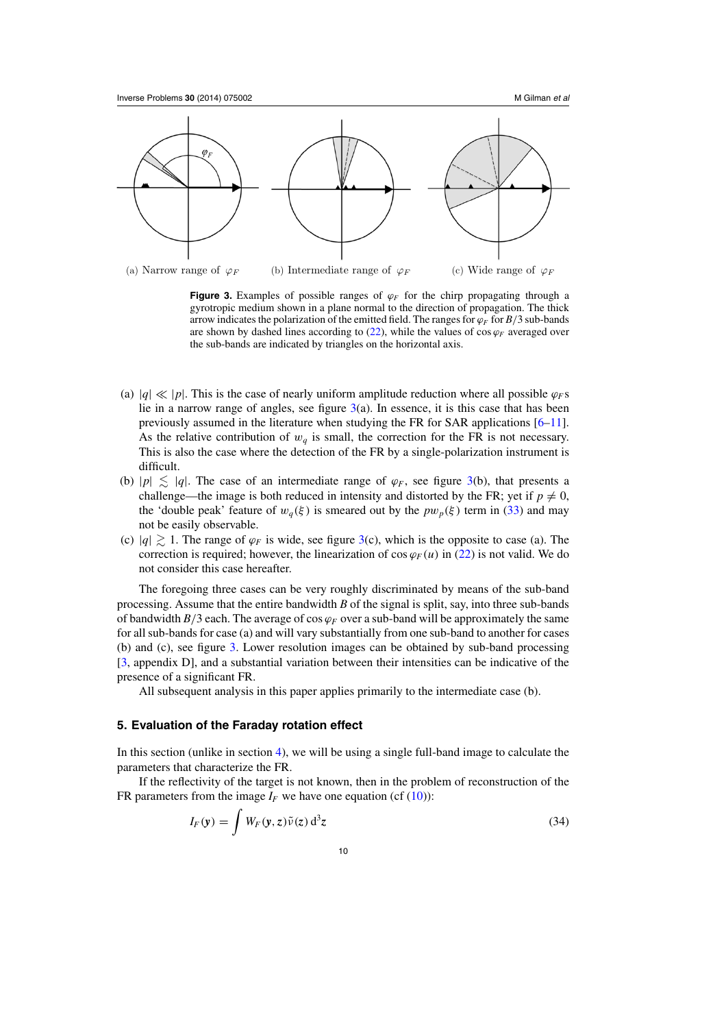(a) Narrow range of $\varphi_F$ (b) Intermediate range of $\varphi_F$ (c) Wide range of $\varphi_F$

**Figure 3.** Examples of possible ranges of $\varphi_F$ for the chirp propagating through a gyrotropic medium shown in a plane normal to the direction of propagation. The thick arrow indicates the polarization of the emitted field. The ranges for $\varphi_F$ for $B/3$ sub-bands are shown by dashed lines according to (22), while the values of $\cos\varphi_F$ averaged over the sub-bands are indicated by triangles on the horizontal axis.

(a) $|q| \ll |p|$. This is the case of nearly uniform amplitude reduction where all possible $\varphi_F$s lie in a narrow range of angles, see figure 3(a). In essence, it is this case that has been previously assumed in the literature when studying the FR for SAR applications [6–11]. As the relative contribution of $w_q$ is small, the correction for the FR is not necessary. This is also the case where the detection of the FR by a single-polarization instrument is difficult.

(b) $|p| \lesssim |q|$. The case of an intermediate range of $\varphi_F$, see figure 3(b), that presents a challenge—the image is both reduced in intensity and distorted by the FR; yet if $p \neq 0$, the 'double peak' feature of $w_q(\xi)$ is smeared out by the $pw_p(\xi)$ term in (33) and may not be easily observable.

(c) $|q| \gtrsim 1$. The range of $\varphi_F$ is wide, see figure 3(c), which is the opposite to case (a). The correction is required; however, the linearization of $\cos\varphi_F(u)$ in (22) is not valid. We do not consider this case hereafter.

The foregoing three cases can be very roughly discriminated by means of the sub-band processing. Assume that the entire bandwidth $B$ of the signal is split, say, into three sub-bands of bandwidth $B/3$ each. The average of $\cos\varphi_F$ over a sub-band will be approximately the same for all sub-bands for case (a) and will vary substantially from one sub-band to another for cases (b) and (c), see figure 3. Lower resolution images can be obtained by sub-band processing [3, appendix D], and a substantial variation between their intensities can be indicative of the presence of a significant FR.

All subsequent analysis in this paper applies primarily to the intermediate case (b).

## 5. Evaluation of the Faraday rotation effect

In this section (unlike in section 4), we will be using a single full-band image to calculate the parameters that characterize the FR.

If the reflectivity of the target is not known, then in the problem of reconstruction of the FR parameters from the image $I_F$ we have one equation (cf (10)):

$$I_F(\boldsymbol{y}) = \int W_F(\boldsymbol{y}, \boldsymbol{z})\tilde{\nu}(\boldsymbol{z})\,\mathrm{d}^3\boldsymbol{z} \tag{34}$$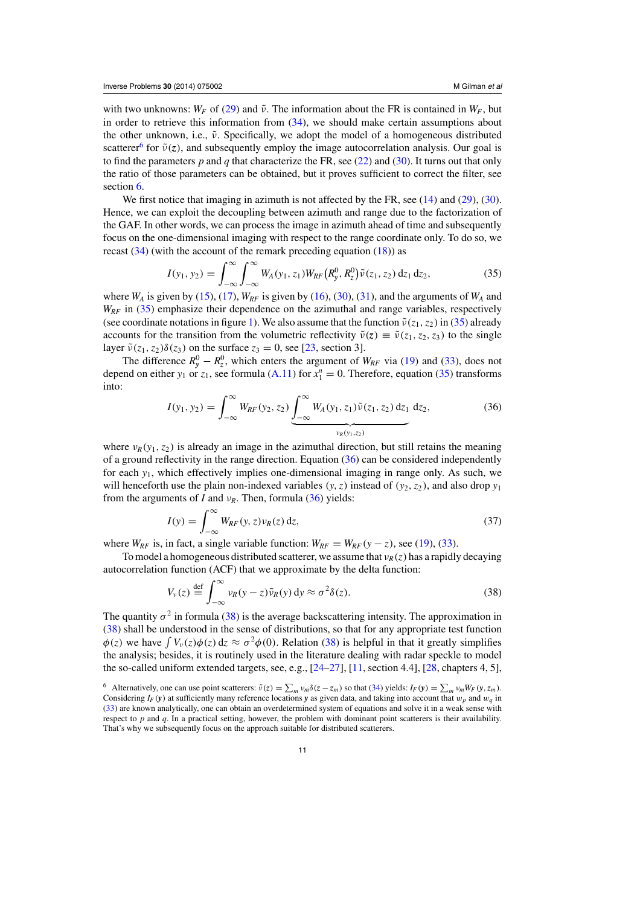with two unknowns: $W_F$ of (29) and $\tilde{\nu}$. The information about the FR is contained in $W_F$, but in order to retrieve this information from (34), we should make certain assumptions about the other unknown, i.e., $\tilde{\nu}$. Specifically, we adopt the model of a homogeneous distributed scatterer[6] for $\tilde{\nu}(\boldsymbol{z})$, and subsequently employ the image autocorrelation analysis. Our goal is to find the parameters $p$ and $q$ that characterize the FR, see (22) and (30). It turns out that only the ratio of those parameters can be obtained, but it proves sufficient to correct the filter, see section 6.

We first notice that imaging in azimuth is not affected by the FR, see (14) and (29), (30). Hence, we can exploit the decoupling between azimuth and range due to the factorization of the GAF. In other words, we can process the image in azimuth ahead of time and subsequently focus on the one-dimensional imaging with respect to the range coordinate only. To do so, we recast (34) (with the account of the remark preceding equation (18)) as

$$I(y_1, y_2) = \int_{-\infty}^{\infty}\int_{-\infty}^{\infty} W_A(y_1, z_1) W_{RF}\left(R_{\boldsymbol{y}}^0, R_{\boldsymbol{z}}^0\right) \tilde{\nu}(z_1, z_2)\, \mathrm{d}z_1\, \mathrm{d}z_2, \tag{35}$$

where $W_A$ is given by (15), (17), $W_{RF}$ is given by (16), (30), (31), and the arguments of $W_A$ and $W_{RF}$ in (35) emphasize their dependence on the azimuthal and range variables, respectively (see coordinate notations in figure 1). We also assume that the function $\tilde{\nu}(z_1, z_2)$ in (35) already accounts for the transition from the volumetric reflectivity $\tilde{\nu}(\boldsymbol{z}) \equiv \tilde{\nu}(z_1, z_2, z_3)$ to the single layer $\tilde{\nu}(z_1, z_2)\delta(z_3)$ on the surface $z_3 = 0$, see [23, section 3].

The difference $R_{\boldsymbol{y}}^0 - R_{\boldsymbol{z}}^0$, which enters the argument of $W_{RF}$ via (19) and (33), does not depend on either $y_1$ or $z_1$, see formula (A.11) for $x_1^n = 0$. Therefore, equation (35) transforms into:

$$I(y_1, y_2) = \int_{-\infty}^{\infty} W_{RF}(y_2, z_2) \underbrace{\int_{-\infty}^{\infty} W_A(y_1, z_1)\tilde{\nu}(z_1, z_2)\, \mathrm{d}z_1}_{\nu_R(y_1, z_2)}\, \mathrm{d}z_2, \tag{36}$$

where $\nu_R(y_1, z_2)$ is already an image in the azimuthal direction, but still retains the meaning of a ground reflectivity in the range direction. Equation (36) can be considered independently for each $y_1$, which effectively implies one-dimensional imaging in range only. As such, we will henceforth use the plain non-indexed variables $(y, z)$ instead of $(y_2, z_2)$, and also drop $y_1$ from the arguments of $I$ and $\nu_R$. Then, formula (36) yields:

$$I(y) = \int_{-\infty}^{\infty} W_{RF}(y, z)\nu_R(z)\, \mathrm{d}z, \tag{37}$$

where $W_{RF}$ is, in fact, a single variable function: $W_{RF} = W_{RF}(y - z)$, see (19), (33).

To model a homogeneous distributed scatterer, we assume that $\nu_R(z)$ has a rapidly decaying autocorrelation function (ACF) that we approximate by the delta function:

$$V_\nu(z) \stackrel{\text{def}}{=} \int_{-\infty}^{\infty} \nu_R(y - z)\bar{\nu}_R(y)\, \mathrm{d}y \approx \sigma^2 \delta(z). \tag{38}$$

The quantity $\sigma^2$ in formula (38) is the average backscattering intensity. The approximation in (38) shall be understood in the sense of distributions, so that for any appropriate test function $\phi(z)$ we have $\int V_\nu(z)\phi(z)\, \mathrm{d}z \approx \sigma^2\phi(0)$. Relation (38) is helpful in that it greatly simplifies the analysis; besides, it is routinely used in the literature dealing with radar speckle to model the so-called uniform extended targets, see, e.g., [24–27], [11, section 4.4], [28, chapters 4, 5],

[6] Alternatively, one can use point scatterers: $\tilde{\nu}(\boldsymbol{z}) = \sum_m \nu_m \delta(\boldsymbol{z} - \boldsymbol{z}_m)$ so that (34) yields: $I_F(\boldsymbol{y}) = \sum_m \nu_m W_F(\boldsymbol{y}, \boldsymbol{z}_m)$. Considering $I_F(\boldsymbol{y})$ at sufficiently many reference locations $\boldsymbol{y}$ as given data, and taking into account that $w_p$ and $w_q$ in (33) are known analytically, one can obtain an overdetermined system of equations and solve it in a weak sense with respect to $p$ and $q$. In a practical setting, however, the problem with dominant point scatterers is their availability. That's why we subsequently focus on the approach suitable for distributed scatterers.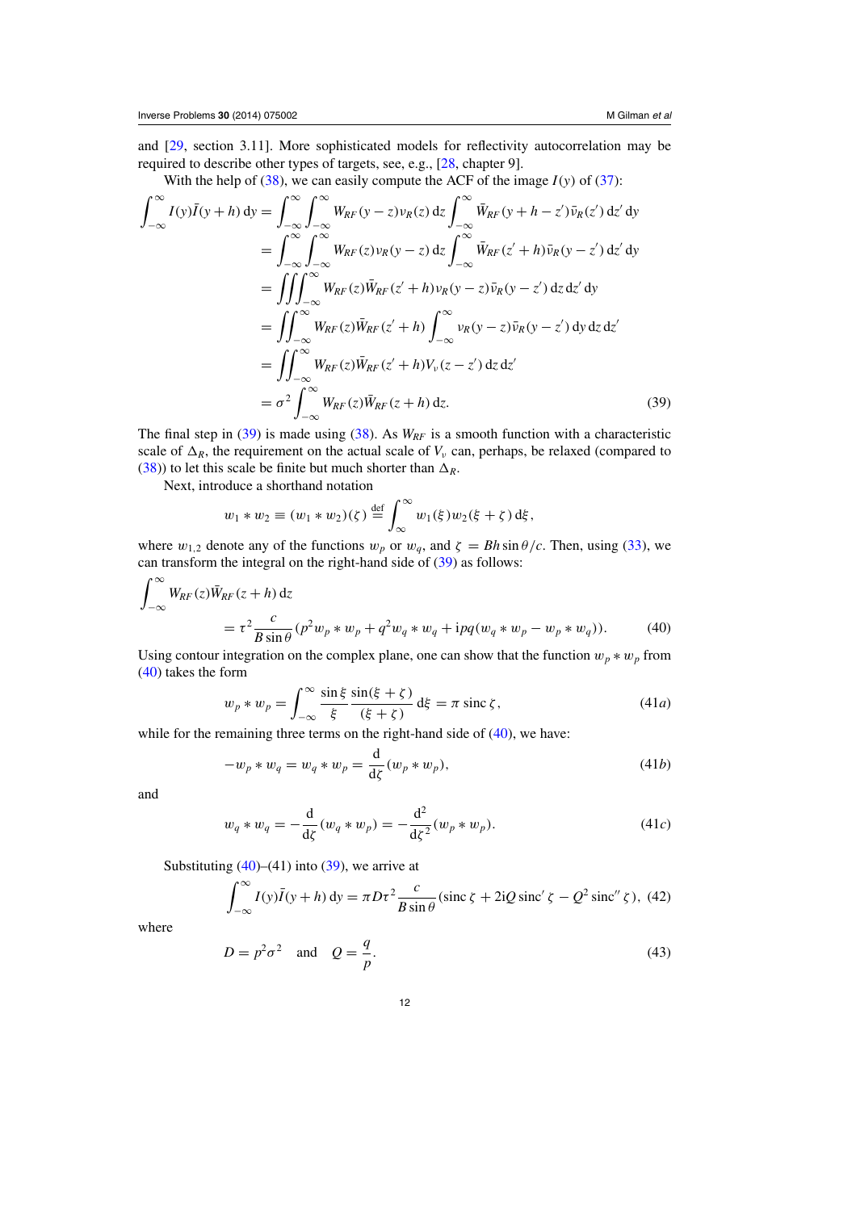and [29, section 3.11]. More sophisticated models for reflectivity autocorrelation may be required to describe other types of targets, see, e.g., [28, chapter 9].

With the help of (38), we can easily compute the ACF of the image $I(y)$ of (37):

$$
\begin{aligned}
\int_{-\infty}^{\infty} I(y)\bar{I}(y+h)\,\mathrm{d}y &= \int_{-\infty}^{\infty}\int_{-\infty}^{\infty} W_{RF}(y-z)\nu_R(z)\,\mathrm{d}z \int_{-\infty}^{\infty} \bar{W}_{RF}(y+h-z')\bar{\nu}_R(z')\,\mathrm{d}z'\,\mathrm{d}y \\
&= \int_{-\infty}^{\infty}\int_{-\infty}^{\infty} W_{RF}(z)\nu_R(y-z)\,\mathrm{d}z \int_{-\infty}^{\infty} \bar{W}_{RF}(z'+h)\bar{\nu}_R(y-z')\,\mathrm{d}z'\,\mathrm{d}y \\
&= \iiint_{-\infty}^{\infty} W_{RF}(z)\bar{W}_{RF}(z'+h)\nu_R(y-z)\bar{\nu}_R(y-z')\,\mathrm{d}z\,\mathrm{d}z'\,\mathrm{d}y \\
&= \iint_{-\infty}^{\infty} W_{RF}(z)\bar{W}_{RF}(z'+h)\int_{-\infty}^{\infty} \nu_R(y-z)\bar{\nu}_R(y-z')\,\mathrm{d}y\,\mathrm{d}z\,\mathrm{d}z' \\
&= \iint_{-\infty}^{\infty} W_{RF}(z)\bar{W}_{RF}(z'+h)V_\nu(z-z')\,\mathrm{d}z\,\mathrm{d}z' \\
&= \sigma^2 \int_{-\infty}^{\infty} W_{RF}(z)\bar{W}_{RF}(z+h)\,\mathrm{d}z. 
\end{aligned} \tag{39}
$$

The final step in (39) is made using (38). As $W_{RF}$ is a smooth function with a characteristic scale of $\Delta_R$, the requirement on the actual scale of $V_\nu$ can, perhaps, be relaxed (compared to (38)) to let this scale be finite but much shorter than $\Delta_R$.

Next, introduce a shorthand notation

$$
w_1 * w_2 \equiv (w_1 * w_2)(\zeta) \overset{\text{def}}{=} \int_{\infty}^{\infty} w_1(\xi)w_2(\xi+\zeta)\,\mathrm{d}\xi,
$$

where $w_{1,2}$ denote any of the functions $w_p$ or $w_q$, and $\zeta = Bh\sin\theta/c$. Then, using (33), we can transform the integral on the right-hand side of (39) as follows:

$$
\int_{-\infty}^{\infty} W_{RF}(z)\bar{W}_{RF}(z+h)\,\mathrm{d}z
= \tau^2 \frac{c}{B\sin\theta}\left(p^2 w_p * w_p + q^2 w_q * w_q + \mathrm{i}pq(w_q * w_p - w_p * w_q)\right). \tag{40}
$$

Using contour integration on the complex plane, one can show that the function $w_p * w_p$ from (40) takes the form

$$
w_p * w_p = \int_{-\infty}^{\infty} \frac{\sin\xi}{\xi}\frac{\sin(\xi+\zeta)}{(\xi+\zeta)}\,\mathrm{d}\xi = \pi\,\mathrm{sinc}\,\zeta, \tag{41a}
$$

while for the remaining three terms on the right-hand side of (40), we have:

$$
-w_p * w_q = w_q * w_p = \frac{\mathrm{d}}{\mathrm{d}\zeta}(w_p * w_p), \tag{41b}
$$

and

$$
w_q * w_q = -\frac{\mathrm{d}}{\mathrm{d}\zeta}(w_q * w_p) = -\frac{\mathrm{d}^2}{\mathrm{d}\zeta^2}(w_p * w_p). \tag{41c}
$$

Substituting (40)–(41) into (39), we arrive at

$$
\int_{-\infty}^{\infty} I(y)\bar{I}(y+h)\,\mathrm{d}y = \pi D\tau^2 \frac{c}{B\sin\theta}\left(\mathrm{sinc}\,\zeta + 2\mathrm{i}Q\,\mathrm{sinc}'\,\zeta - Q^2\,\mathrm{sinc}''\,\zeta\right), \tag{42}
$$

where

$$
D = p^2\sigma^2 \quad \text{and} \quad Q = \frac{q}{p}. \tag{43}
$$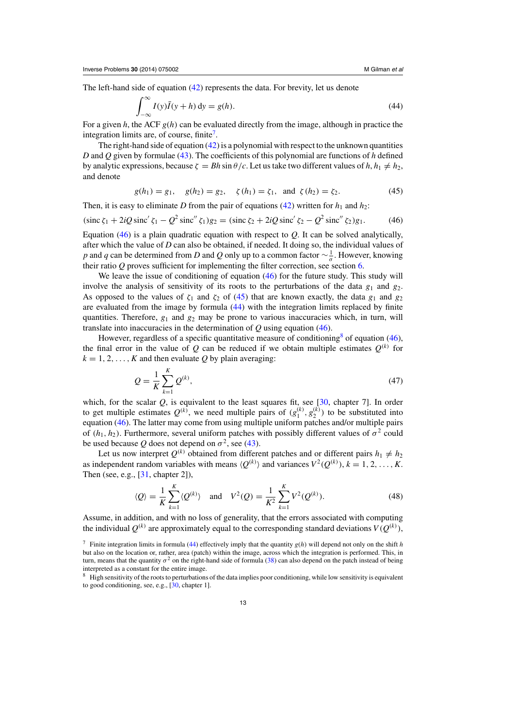The left-hand side of equation (42) represents the data. For brevity, let us denote

$$\int_{-\infty}^{\infty} I(y)\bar{I}(y+h)\,\mathrm{d}y = g(h). \tag{44}$$

For a given $h$, the ACF $g(h)$ can be evaluated directly from the image, although in practice the integration limits are, of course, finite[7].

The right-hand side of equation (42) is a polynomial with respect to the unknown quantities $D$ and $Q$ given by formulae (43). The coefficients of this polynomial are functions of $h$ defined by analytic expressions, because $\zeta = Bh\sin\theta/c$. Let us take two different values of $h$, $h_1 \neq h_2$, and denote

$$g(h_1) = g_1, \quad g(h_2) = g_2, \quad \zeta(h_1) = \zeta_1, \ \text{ and } \ \zeta(h_2) = \zeta_2. \tag{45}$$

Then, it is easy to eliminate $D$ from the pair of equations (42) written for $h_1$ and $h_2$:

$$(\operatorname{sinc}\zeta_1 + 2iQ\operatorname{sinc}'\zeta_1 - Q^2\operatorname{sinc}''\zeta_1)g_2 = (\operatorname{sinc}\zeta_2 + 2iQ\operatorname{sinc}'\zeta_2 - Q^2\operatorname{sinc}''\zeta_2)g_1. \tag{46}$$

Equation (46) is a plain quadratic equation with respect to $Q$. It can be solved analytically, after which the value of $D$ can also be obtained, if needed. It doing so, the individual values of $p$ and $q$ can be determined from $D$ and $Q$ only up to a common factor $\sim\frac{1}{\sigma}$. However, knowing their ratio $Q$ proves sufficient for implementing the filter correction, see section 6.

We leave the issue of conditioning of equation (46) for the future study. This study will involve the analysis of sensitivity of its roots to the perturbations of the data $g_1$ and $g_2$. As opposed to the values of $\zeta_1$ and $\zeta_2$ of (45) that are known exactly, the data $g_1$ and $g_2$ are evaluated from the image by formula (44) with the integration limits replaced by finite quantities. Therefore, $g_1$ and $g_2$ may be prone to various inaccuracies which, in turn, will translate into inaccuracies in the determination of $Q$ using equation (46).

However, regardless of a specific quantitative measure of conditioning[8] of equation (46), the final error in the value of $Q$ can be reduced if we obtain multiple estimates $Q^{(k)}$ for $k = 1, 2, \ldots, K$ and then evaluate $Q$ by plain averaging:

$$Q = \frac{1}{K}\sum_{k=1}^{K} Q^{(k)}, \tag{47}$$

which, for the scalar $Q$, is equivalent to the least squares fit, see [30, chapter 7]. In order to get multiple estimates $Q^{(k)}$, we need multiple pairs of $(g_1^{(k)}, g_2^{(k)})$ to be substituted into equation (46). The latter may come from using multiple uniform patches and/or multiple pairs of $(h_1, h_2)$. Furthermore, several uniform patches with possibly different values of $\sigma^2$ could be used because $Q$ does not depend on $\sigma^2$, see (43).

Let us now interpret $Q^{(k)}$ obtained from different patches and or different pairs $h_1 \neq h_2$ as independent random variables with means $\langle Q^{(k)}\rangle$ and variances $V^2(Q^{(k)})$, $k = 1, 2, \ldots, K$. Then (see, e.g., [31, chapter 2]),

$$\langle Q\rangle = \frac{1}{K}\sum_{k=1}^{K}\langle Q^{(k)}\rangle \quad \text{and} \quad V^2(Q) = \frac{1}{K^2}\sum_{k=1}^{K} V^2(Q^{(k)}). \tag{48}$$

Assume, in addition, and with no loss of generality, that the errors associated with computing the individual $Q^{(k)}$ are approximately equal to the corresponding standard deviations $V(Q^{(k)})$,

[7] Finite integration limits in formula (44) effectively imply that the quantity $g(h)$ will depend not only on the shift $h$ but also on the location or, rather, area (patch) within the image, across which the integration is performed. This, in turn, means that the quantity $\sigma^2$ on the right-hand side of formula (38) can also depend on the patch instead of being interpreted as a constant for the entire image.

[8] High sensitivity of the roots to perturbations of the data implies poor conditioning, while low sensitivity is equivalent to good conditioning, see, e.g., [30, chapter 1].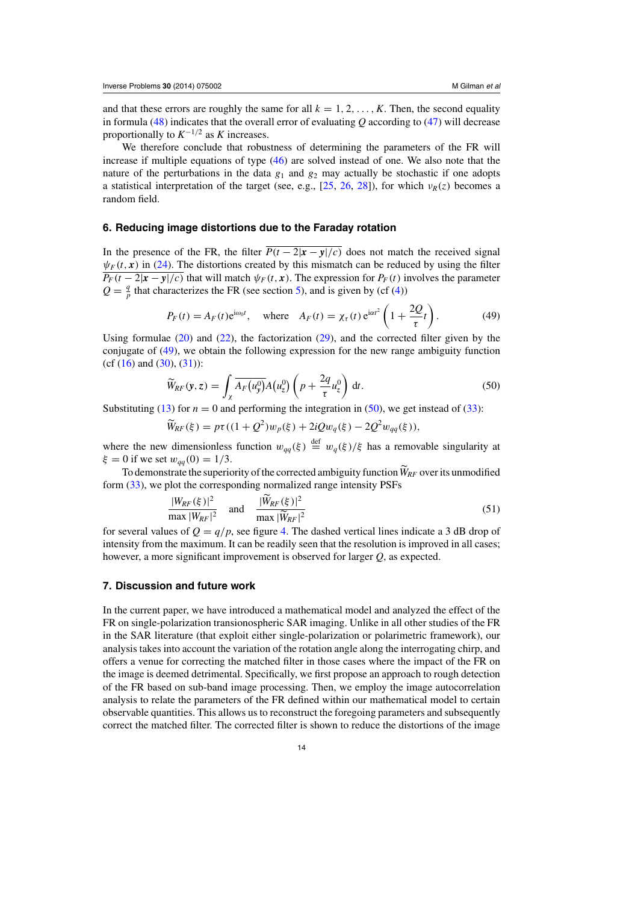and that these errors are roughly the same for all $k = 1, 2, \ldots, K$. Then, the second equality in formula (48) indicates that the overall error of evaluating $Q$ according to (47) will decrease proportionally to $K^{-1/2}$ as $K$ increases.

We therefore conclude that robustness of determining the parameters of the FR will increase if multiple equations of type (46) are solved instead of one. We also note that the nature of the perturbations in the data $g_1$ and $g_2$ may actually be stochastic if one adopts a statistical interpretation of the target (see, e.g., [25, 26, 28]), for which $\nu_R(z)$ becomes a random field.

## 6. Reducing image distortions due to the Faraday rotation

In the presence of the FR, the filter $\overline{P(t - 2|\boldsymbol{x} - \boldsymbol{y}|/c)}$ does not match the received signal $\psi_F(t, \boldsymbol{x})$ in (24). The distortions created by this mismatch can be reduced by using the filter $\overline{P_F(t - 2|\boldsymbol{x} - \boldsymbol{y}|/c)}$ that will match $\psi_F(t, \boldsymbol{x})$. The expression for $P_F(t)$ involves the parameter $Q = \frac{q}{p}$ that characterizes the FR (see section 5), and is given by (cf (4))

$$P_F(t) = A_F(t)\mathrm{e}^{\mathrm{i}\omega_0 t}, \quad \text{where} \quad A_F(t) = \chi_\tau(t)\,\mathrm{e}^{\mathrm{i}\alpha t^2}\left(1 + \frac{2Q}{\tau}t\right). \tag{49}$$

Using formulae (20) and (22), the factorization (29), and the corrected filter given by the conjugate of (49), we obtain the following expression for the new range ambiguity function (cf (16) and (30), (31)):

$$\widetilde{W}_{RF}(\boldsymbol{y}, \boldsymbol{z}) = \int_\chi \overline{A_F\big(u_y^0\big)}A\big(u_z^0\big)\left(p + \frac{2q}{\tau}u_z^0\right)\mathrm{d}t. \tag{50}$$

Substituting (13) for $n = 0$ and performing the integration in (50), we get instead of (33):

$$\widetilde{W}_{RF}(\xi) = p\tau\big((1 + Q^2)w_p(\xi) + 2iQw_q(\xi) - 2Q^2 w_{qq}(\xi)\big),$$

where the new dimensionless function $w_{qq}(\xi) \overset{\text{def}}{=} w_q(\xi)/\xi$ has a removable singularity at $\xi = 0$ if we set $w_{qq}(0) = 1/3$.

To demonstrate the superiority of the corrected ambiguity function $\widetilde{W}_{RF}$ over its unmodified form (33), we plot the corresponding normalized range intensity PSFs

$$\frac{|W_{RF}(\xi)|^2}{\max|W_{RF}|^2} \quad \text{and} \quad \frac{|\widetilde{W}_{RF}(\xi)|^2}{\max|\widetilde{W}_{RF}|^2} \tag{51}$$

for several values of $Q = q/p$, see figure 4. The dashed vertical lines indicate a 3 dB drop of intensity from the maximum. It can be readily seen that the resolution is improved in all cases; however, a more significant improvement is observed for larger $Q$, as expected.

## 7. Discussion and future work

In the current paper, we have introduced a mathematical model and analyzed the effect of the FR on single-polarization transionospheric SAR imaging. Unlike in all other studies of the FR in the SAR literature (that exploit either single-polarization or polarimetric framework), our analysis takes into account the variation of the rotation angle along the interrogating chirp, and offers a venue for correcting the matched filter in those cases where the impact of the FR on the image is deemed detrimental. Specifically, we first propose an approach to rough detection of the FR based on sub-band image processing. Then, we employ the image autocorrelation analysis to relate the parameters of the FR defined within our mathematical model to certain observable quantities. This allows us to reconstruct the foregoing parameters and subsequently correct the matched filter. The corrected filter is shown to reduce the distortions of the image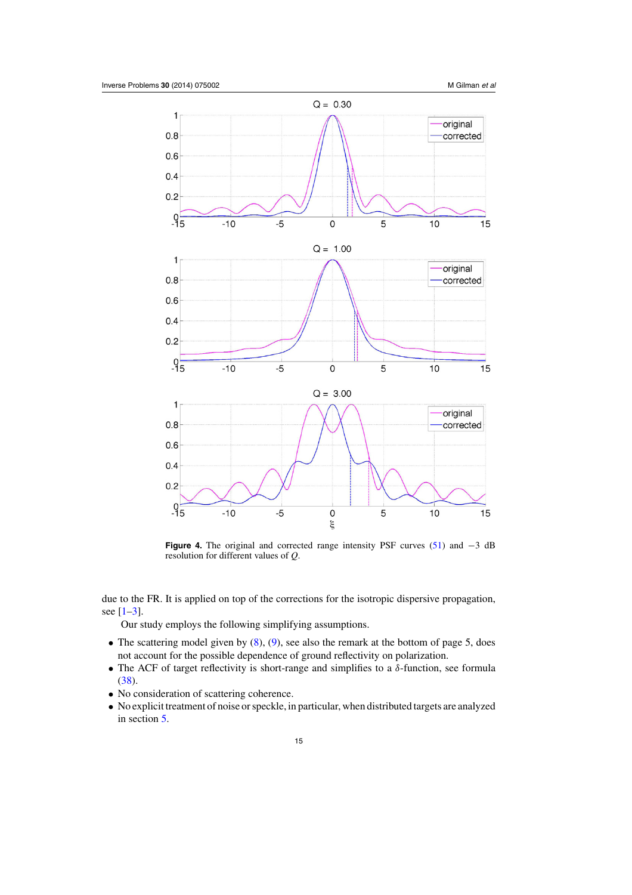**Figure 4.** The original and corrected range intensity PSF curves (51) and $-3$ dB resolution for different values of $Q$.

due to the FR. It is applied on top of the corrections for the isotropic dispersive propagation, see [1–3].

Our study employs the following simplifying assumptions.

- The scattering model given by (8), (9), see also the remark at the bottom of page 5, does not account for the possible dependence of ground reflectivity on polarization.
- The ACF of target reflectivity is short-range and simplifies to a $\delta$-function, see formula (38).
- No consideration of scattering coherence.
- No explicit treatment of noise or speckle, in particular, when distributed targets are analyzed in section 5.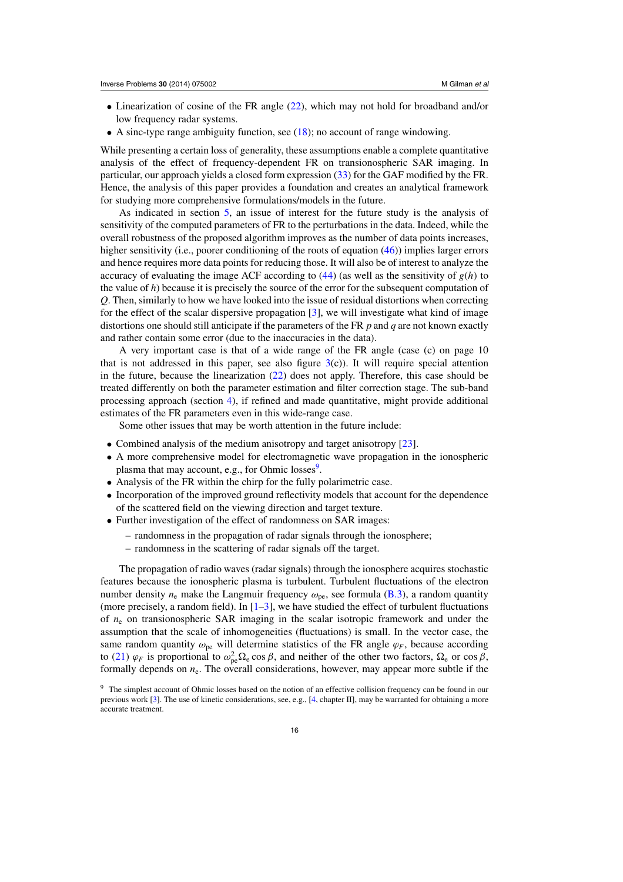- Linearization of cosine of the FR angle (22), which may not hold for broadband and/or low frequency radar systems.
- A sinc-type range ambiguity function, see (18); no account of range windowing.

While presenting a certain loss of generality, these assumptions enable a complete quantitative analysis of the effect of frequency-dependent FR on transionospheric SAR imaging. In particular, our approach yields a closed form expression (33) for the GAF modified by the FR. Hence, the analysis of this paper provides a foundation and creates an analytical framework for studying more comprehensive formulations/models in the future.

As indicated in section 5, an issue of interest for the future study is the analysis of sensitivity of the computed parameters of FR to the perturbations in the data. Indeed, while the overall robustness of the proposed algorithm improves as the number of data points increases, higher sensitivity (i.e., poorer conditioning of the roots of equation (46)) implies larger errors and hence requires more data points for reducing those. It will also be of interest to analyze the accuracy of evaluating the image ACF according to (44) (as well as the sensitivity of $g(h)$ to the value of $h$) because it is precisely the source of the error for the subsequent computation of $Q$. Then, similarly to how we have looked into the issue of residual distortions when correcting for the effect of the scalar dispersive propagation [3], we will investigate what kind of image distortions one should still anticipate if the parameters of the FR $p$ and $q$ are not known exactly and rather contain some error (due to the inaccuracies in the data).

A very important case is that of a wide range of the FR angle (case (c) on page 10 that is not addressed in this paper, see also figure 3(c)). It will require special attention in the future, because the linearization (22) does not apply. Therefore, this case should be treated differently on both the parameter estimation and filter correction stage. The sub-band processing approach (section 4), if refined and made quantitative, might provide additional estimates of the FR parameters even in this wide-range case.

Some other issues that may be worth attention in the future include:

- Combined analysis of the medium anisotropy and target anisotropy [23].
- A more comprehensive model for electromagnetic wave propagation in the ionospheric plasma that may account, e.g., for Ohmic losses[9].
- Analysis of the FR within the chirp for the fully polarimetric case.
- Incorporation of the improved ground reflectivity models that account for the dependence of the scattered field on the viewing direction and target texture.
- Further investigation of the effect of randomness on SAR images:
  - randomness in the propagation of radar signals through the ionosphere;
  - randomness in the scattering of radar signals off the target.

The propagation of radio waves (radar signals) through the ionosphere acquires stochastic features because the ionospheric plasma is turbulent. Turbulent fluctuations of the electron number density $n_e$ make the Langmuir frequency $\omega_{pe}$, see formula (B.3), a random quantity (more precisely, a random field). In [1–3], we have studied the effect of turbulent fluctuations of $n_e$ on transionospheric SAR imaging in the scalar isotropic framework and under the assumption that the scale of inhomogeneities (fluctuations) is small. In the vector case, the same random quantity $\omega_{pe}$ will determine statistics of the FR angle $\varphi_F$, because according to (21) $\varphi_F$ is proportional to $\omega_{pe}^2 \Omega_e \cos\beta$, and neither of the other two factors, $\Omega_e$ or $\cos\beta$, formally depends on $n_e$. The overall considerations, however, may appear more subtle if the

[9] The simplest account of Ohmic losses based on the notion of an effective collision frequency can be found in our previous work [3]. The use of kinetic considerations, see, e.g., [4, chapter II], may be warranted for obtaining a more accurate treatment.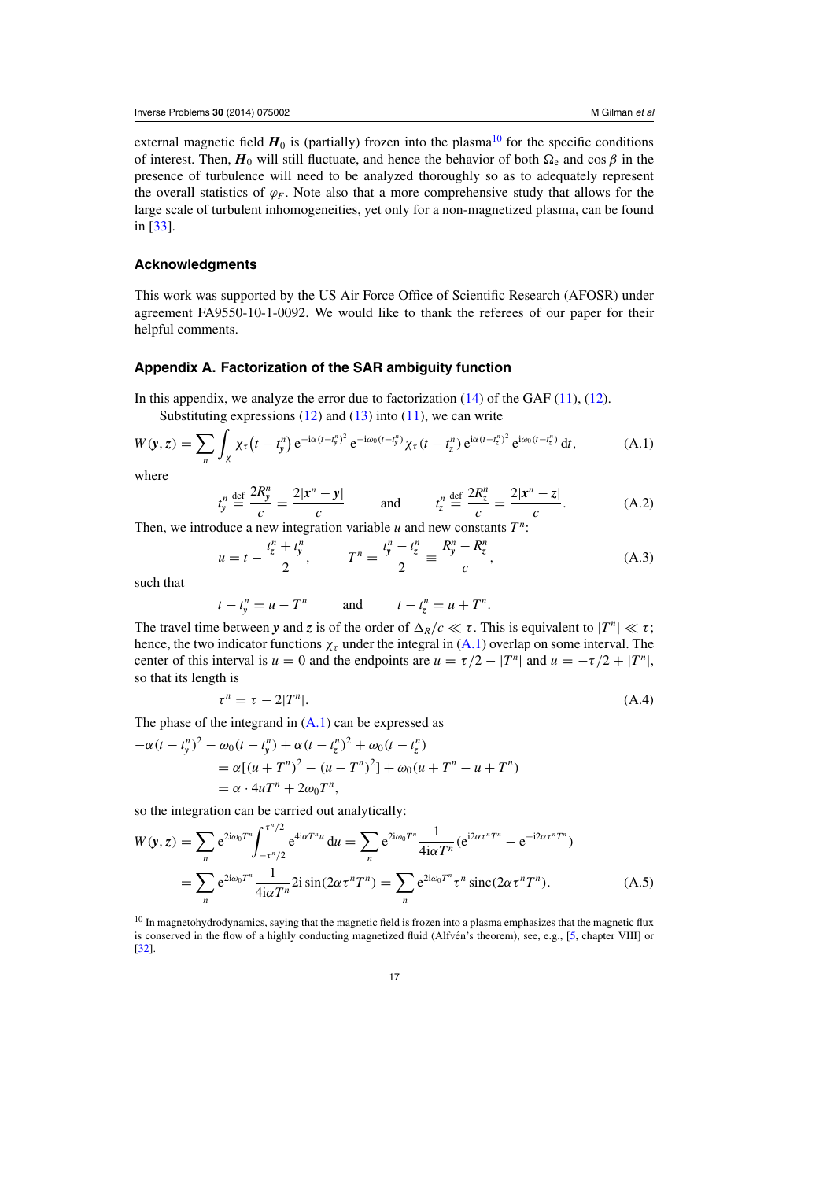external magnetic field $\boldsymbol{H}_0$ is (partially) frozen into the plasma[10] for the specific conditions of interest. Then, $\boldsymbol{H}_0$ will still fluctuate, and hence the behavior of both $\Omega_e$ and $\cos\beta$ in the presence of turbulence will need to be analyzed thoroughly so as to adequately represent the overall statistics of $\varphi_F$. Note also that a more comprehensive study that allows for the large scale of turbulent inhomogeneities, yet only for a non-magnetized plasma, can be found in [33].

## Acknowledgments

This work was supported by the US Air Force Office of Scientific Research (AFOSR) under agreement FA9550-10-1-0092. We would like to thank the referees of our paper for their helpful comments.

## Appendix A. Factorization of the SAR ambiguity function

In this appendix, we analyze the error due to factorization (14) of the GAF (11), (12).

Substituting expressions (12) and (13) into (11), we can write

$$W(\boldsymbol{y},\boldsymbol{z}) = \sum_n \int_\chi \chi_\tau\big(t - t_y^n\big)\, e^{-i\alpha(t-t_y^n)^2}\, e^{-i\omega_0(t-t_y^n)}\chi_\tau\big(t - t_z^n\big)\, e^{i\alpha(t-t_z^n)^2}\, e^{i\omega_0(t-t_z^n)}\, dt, \tag{A.1}$$

where

$$t_y^n \stackrel{\text{def}}{=} \frac{2R_y^n}{c} = \frac{2|\boldsymbol{x}^n - \boldsymbol{y}|}{c} \qquad \text{and} \qquad t_z^n \stackrel{\text{def}}{=} \frac{2R_z^n}{c} = \frac{2|\boldsymbol{x}^n - \boldsymbol{z}|}{c}. \tag{A.2}$$

Then, we introduce a new integration variable $u$ and new constants $T^n$:

$$u = t - \frac{t_z^n + t_y^n}{2}, \qquad T^n = \frac{t_y^n - t_z^n}{2} \equiv \frac{R_y^n - R_z^n}{c}, \tag{A.3}$$

such that

$$t - t_y^n = u - T^n \qquad \text{and} \qquad t - t_z^n = u + T^n.$$

The travel time between $\boldsymbol{y}$ and $\boldsymbol{z}$ is of the order of $\Delta_R/c \ll \tau$. This is equivalent to $|T^n| \ll \tau$; hence, the two indicator functions $\chi_\tau$ under the integral in (A.1) overlap on some interval. The center of this interval is $u = 0$ and the endpoints are $u = \tau/2 - |T^n|$ and $u = -\tau/2 + |T^n|$, so that its length is

$$\tau^n = \tau - 2|T^n|. \tag{A.4}$$

The phase of the integrand in (A.1) can be expressed as

$$\begin{aligned}
-\alpha(t - t_y^n)^2 - \omega_0(t - t_y^n) + \alpha(t - t_z^n)^2 + \omega_0(t - t_z^n)& \\
= \alpha[(u + T^n)^2 - (u - T^n)^2] + \omega_0(u + T^n - u + T^n)& \\
= \alpha \cdot 4uT^n + 2\omega_0 T^n,&
\end{aligned}$$

so the integration can be carried out analytically:

$$\begin{aligned}
W(\boldsymbol{y},\boldsymbol{z}) &= \sum_n e^{2i\omega_0 T^n} \int_{-\tau^n/2}^{\tau^n/2} e^{4i\alpha T^n u}\, du = \sum_n e^{2i\omega_0 T^n} \frac{1}{4i\alpha T^n}\big(e^{i2\alpha\tau^n T^n} - e^{-i2\alpha\tau^n T^n}\big) \\
&= \sum_n e^{2i\omega_0 T^n} \frac{1}{4i\alpha T^n} 2i\sin(2\alpha\tau^n T^n) = \sum_n e^{2i\omega_0 T^n} \tau^n \operatorname{sinc}(2\alpha\tau^n T^n).
\end{aligned} \tag{A.5}$$

[10] In magnetohydrodynamics, saying that the magnetic field is frozen into a plasma emphasizes that the magnetic flux is conserved in the flow of a highly conducting magnetized fluid (Alfvén's theorem), see, e.g., [5, chapter VIII] or [32].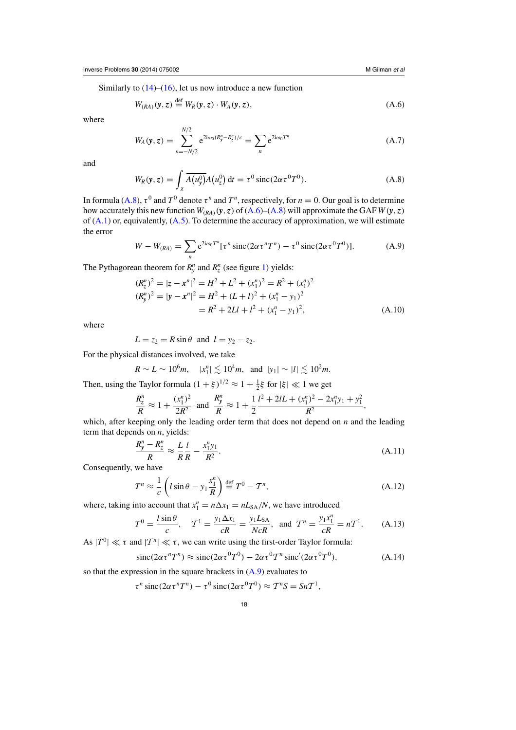Similarly to (14)–(16), let us now introduce a new function

$$W_{(RA)}(\boldsymbol{y}, \boldsymbol{z}) \stackrel{\text{def}}{=} W_R(\boldsymbol{y}, \boldsymbol{z}) \cdot W_A(\boldsymbol{y}, \boldsymbol{z}), \tag{A.6}$$

where

$$W_A(\boldsymbol{y}, \boldsymbol{z}) = \sum_{n=-N/2}^{N/2} \mathrm{e}^{2\mathrm{i}\omega_0(R_y^n - R_z^n)/c} = \sum_n \mathrm{e}^{2\mathrm{i}\omega_0 T^n} \tag{A.7}$$

and

$$W_R(\boldsymbol{y}, \boldsymbol{z}) = \int_\chi \overline{A(u_y^0)} A(u_z^0)\, \mathrm{d}t = \tau^0 \,\mathrm{sinc}(2\alpha\tau^0 T^0). \tag{A.8}$$

In formula (A.8), $\tau^0$ and $T^0$ denote $\tau^n$ and $T^n$, respectively, for $n = 0$. Our goal is to determine how accurately this new function $W_{(RA)}(\boldsymbol{y}, \boldsymbol{z})$ of (A.6)–(A.8) will approximate the GAF $W(\boldsymbol{y}, \boldsymbol{z})$ of (A.1) or, equivalently, (A.5). To determine the accuracy of approximation, we will estimate the error

$$W - W_{(RA)} = \sum_n \mathrm{e}^{2\mathrm{i}\omega_0 T^n} [\tau^n \,\mathrm{sinc}(2\alpha\tau^n T^n) - \tau^0 \,\mathrm{sinc}(2\alpha\tau^0 T^0)]. \tag{A.9}$$

The Pythagorean theorem for $R_y^n$ and $R_z^n$ (see figure 1) yields:

$$\begin{aligned}
(R_z^n)^2 &= |\boldsymbol{z} - \boldsymbol{x}^n|^2 = H^2 + L^2 + (x_1^n)^2 = R^2 + (x_1^n)^2 \\
(R_y^n)^2 &= |\boldsymbol{y} - \boldsymbol{x}^n|^2 = H^2 + (L + l)^2 + (x_1^n - y_1)^2 \\
&= R^2 + 2Ll + l^2 + (x_1^n - y_1)^2,
\end{aligned} \tag{A.10}$$

where

$$L = z_2 = R\sin\theta \quad \text{and} \quad l = y_2 - z_2.$$

For the physical distances involved, we take

$$R \sim L \sim 10^6 m, \quad |x_1^n| \lesssim 10^4 m, \quad \text{and} \quad |y_1| \sim |l| \lesssim 10^2 m.$$

Then, using the Taylor formula $(1+\xi)^{1/2} \approx 1 + \frac{1}{2}\xi$ for $|\xi| \ll 1$ we get

$$\frac{R_z^n}{R} \approx 1 + \frac{(x_1^n)^2}{2R^2} \quad \text{and} \quad \frac{R_y^n}{R} \approx 1 + \frac{1}{2}\frac{l^2 + 2lL + (x_1^n)^2 - 2x_1^n y_1 + y_1^2}{R^2},$$

which, after keeping only the leading order term that does not depend on $n$ and the leading term that depends on $n$, yields:

$$\frac{R_y^n - R_z^n}{R} \approx \frac{L}{R}\frac{l}{R} - \frac{x_1^n y_1}{R^2}. \tag{A.11}$$

Consequently, we have

$$T^n \approx \frac{1}{c}\left(l\sin\theta - y_1\frac{x_1^n}{R}\right) \stackrel{\text{def}}{=} T^0 - \mathcal{T}^n, \tag{A.12}$$

where, taking into account that $x_1^n = n\Delta x_1 = nL_{\mathrm{SA}}/N$, we have introduced

$$T^0 = \frac{l\sin\theta}{c}, \quad \mathcal{T}^1 = \frac{y_1\Delta x_1}{cR} = \frac{y_1 L_{\mathrm{SA}}}{NcR}, \quad \text{and} \quad \mathcal{T}^n = \frac{y_1 x_1^n}{cR} = n\mathcal{T}^1. \tag{A.13}$$

As $|T^0| \ll \tau$ and $|\mathcal{T}^n| \ll \tau$, we can write using the first-order Taylor formula:

$$\mathrm{sinc}(2\alpha\tau^n T^n) \approx \mathrm{sinc}(2\alpha\tau^0 T^0) - 2\alpha\tau^0 \mathcal{T}^n \,\mathrm{sinc}'(2\alpha\tau^0 T^0), \tag{A.14}$$

so that the expression in the square brackets in (A.9) evaluates to

$$\tau^n \,\mathrm{sinc}(2\alpha\tau^n T^n) - \tau^0 \,\mathrm{sinc}(2\alpha\tau^0 T^0) \approx \mathcal{T}^n S = Sn\mathcal{T}^1,$$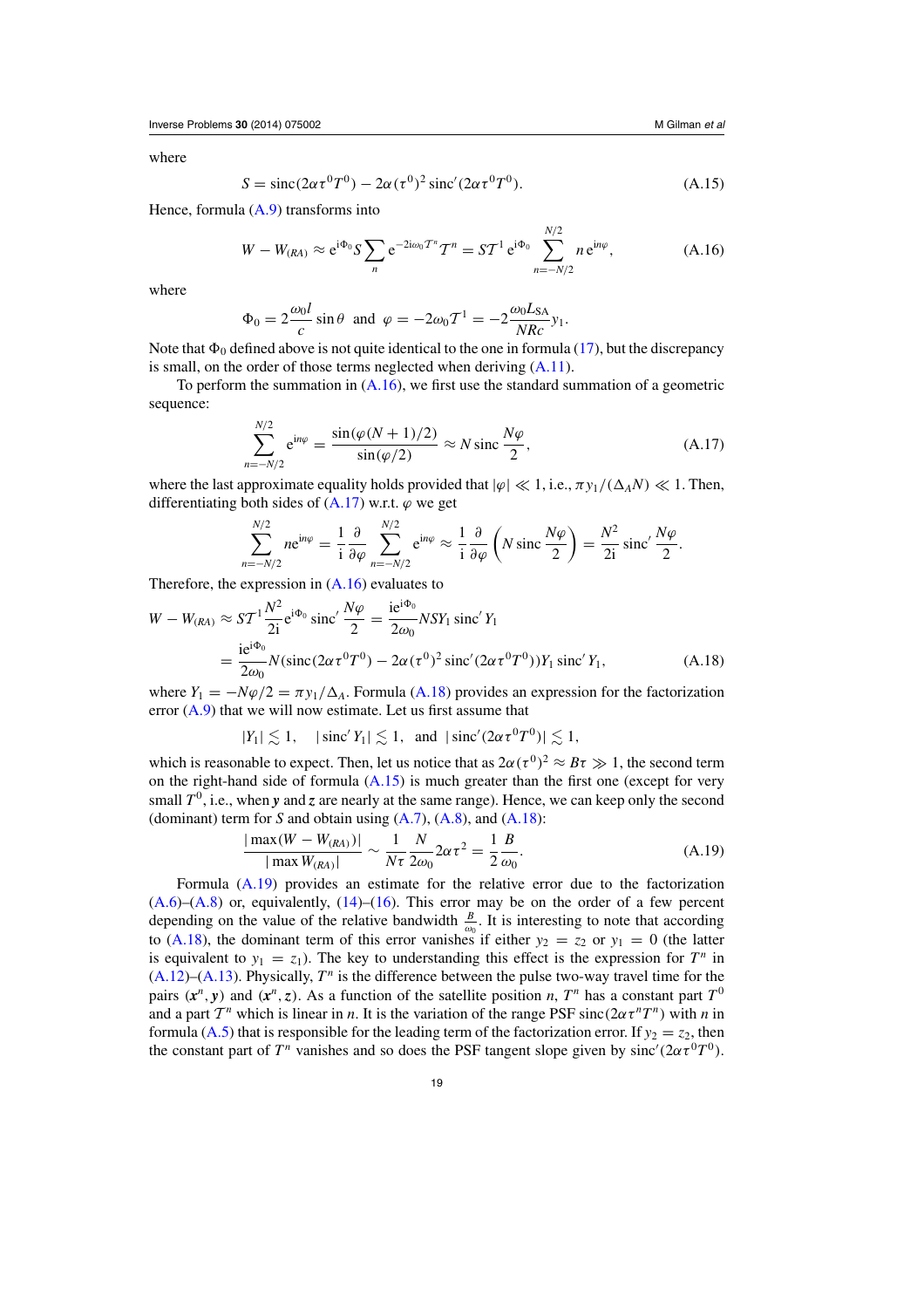where

$$S = \operatorname{sinc}(2\alpha\tau^0 T^0) - 2\alpha(\tau^0)^2 \operatorname{sinc}'(2\alpha\tau^0 T^0). \tag{A.15}$$

Hence, formula (A.9) transforms into

$$W - W_{(RA)} \approx e^{i\Phi_0} S \sum_n e^{-2i\omega_0 \mathcal{T}^n} \mathcal{T}^n = S\mathcal{T}^1 e^{i\Phi_0} \sum_{n=-N/2}^{N/2} n\, e^{in\varphi}, \tag{A.16}$$

where

$$\Phi_0 = 2\frac{\omega_0 l}{c}\sin\theta \quad \text{and} \quad \varphi = -2\omega_0 \mathcal{T}^1 = -2\frac{\omega_0 L_{\text{SA}}}{NRc} y_1.$$

Note that $\Phi_0$ defined above is not quite identical to the one in formula (17), but the discrepancy is small, on the order of those terms neglected when deriving (A.11).

To perform the summation in (A.16), we first use the standard summation of a geometric sequence:

$$\sum_{n=-N/2}^{N/2} e^{in\varphi} = \frac{\sin(\varphi(N+1)/2)}{\sin(\varphi/2)} \approx N \operatorname{sinc}\frac{N\varphi}{2}, \tag{A.17}$$

where the last approximate equality holds provided that $|\varphi| \ll 1$, i.e., $\pi y_1/(\Delta_A N) \ll 1$. Then, differentiating both sides of (A.17) w.r.t. $\varphi$ we get

$$\sum_{n=-N/2}^{N/2} n e^{in\varphi} = \frac{1}{i}\frac{\partial}{\partial\varphi}\sum_{n=-N/2}^{N/2} e^{in\varphi} \approx \frac{1}{i}\frac{\partial}{\partial\varphi}\left(N \operatorname{sinc}\frac{N\varphi}{2}\right) = \frac{N^2}{2i}\operatorname{sinc}'\frac{N\varphi}{2}.$$

Therefore, the expression in (A.16) evaluates to

$$\begin{aligned}
W - W_{(RA)} &\approx S\mathcal{T}^1 \frac{N^2}{2i} e^{i\Phi_0} \operatorname{sinc}'\frac{N\varphi}{2} = \frac{i e^{i\Phi_0}}{2\omega_0} N S Y_1 \operatorname{sinc}' Y_1 \\
&= \frac{i e^{i\Phi_0}}{2\omega_0} N(\operatorname{sinc}(2\alpha\tau^0 T^0) - 2\alpha(\tau^0)^2 \operatorname{sinc}'(2\alpha\tau^0 T^0)) Y_1 \operatorname{sinc}' Y_1,
\end{aligned} \tag{A.18}$$

where $Y_1 = -N\varphi/2 = \pi y_1/\Delta_A$. Formula (A.18) provides an expression for the factorization error (A.9) that we will now estimate. Let us first assume that

$$|Y_1| \lesssim 1, \quad |\operatorname{sinc}' Y_1| \lesssim 1, \quad \text{and} \quad |\operatorname{sinc}'(2\alpha\tau^0 T^0)| \lesssim 1,$$

which is reasonable to expect. Then, let us notice that as $2\alpha(\tau^0)^2 \approx B\tau \gg 1$, the second term on the right-hand side of formula (A.15) is much greater than the first one (except for very small $T^0$, i.e., when $\boldsymbol{y}$ and $\boldsymbol{z}$ are nearly at the same range). Hence, we can keep only the second (dominant) term for $S$ and obtain using (A.7), (A.8), and (A.18):

$$\frac{|\max(W - W_{(RA)})|}{|\max W_{(RA)}|} \sim \frac{1}{N\tau}\frac{N}{2\omega_0} 2\alpha\tau^2 = \frac{1}{2}\frac{B}{\omega_0}. \tag{A.19}$$

Formula (A.19) provides an estimate for the relative error due to the factorization (A.6)–(A.8) or, equivalently, (14)–(16). This error may be on the order of a few percent depending on the value of the relative bandwidth $\frac{B}{\omega_0}$. It is interesting to note that according to (A.18), the dominant term of this error vanishes if either $y_2 = z_2$ or $y_1 = 0$ (the latter is equivalent to $y_1 = z_1$). The key to understanding this effect is the expression for $T^n$ in (A.12)–(A.13). Physically, $T^n$ is the difference between the pulse two-way travel time for the pairs $(\boldsymbol{x}^n, \boldsymbol{y})$ and $(\boldsymbol{x}^n, \boldsymbol{z})$. As a function of the satellite position $n$, $T^n$ has a constant part $T^0$ and a part $\mathcal{T}^n$ which is linear in $n$. It is the variation of the range PSF $\operatorname{sinc}(2\alpha\tau^n T^n)$ with $n$ in formula (A.5) that is responsible for the leading term of the factorization error. If $y_2 = z_2$, then the constant part of $T^n$ vanishes and so does the PSF tangent slope given by $\operatorname{sinc}'(2\alpha\tau^0 T^0)$.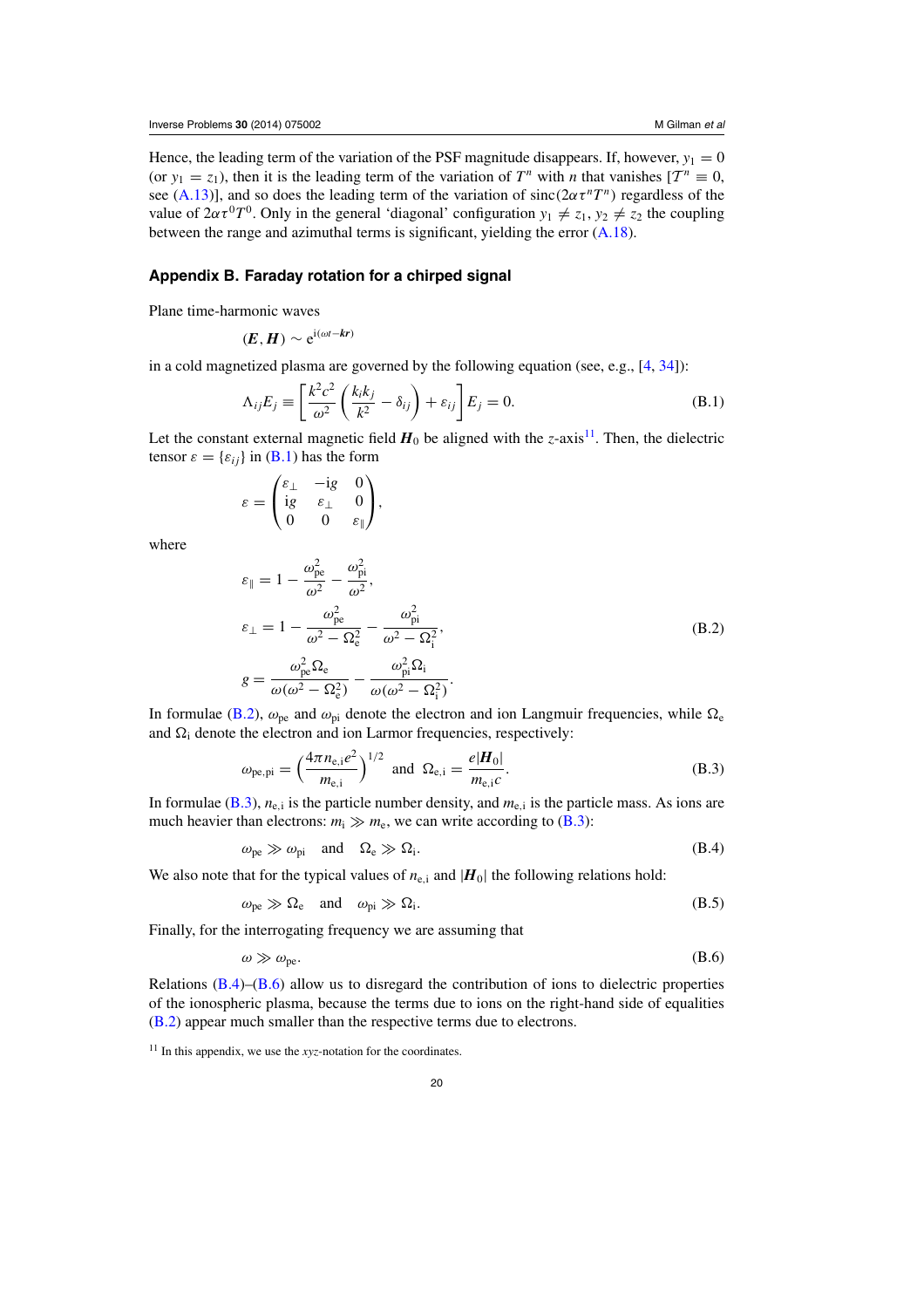Hence, the leading term of the variation of the PSF magnitude disappears. If, however, $y_1 = 0$ (or $y_1 = z_1$), then it is the leading term of the variation of $T^n$ with $n$ that vanishes [$\mathcal{T}^n \equiv 0$, see (A.13)], and so does the leading term of the variation of $\operatorname{sinc}(2\alpha\tau^n T^n)$ regardless of the value of $2\alpha\tau^0 T^0$. Only in the general 'diagonal' configuration $y_1 \neq z_1$, $y_2 \neq z_2$ the coupling between the range and azimuthal terms is significant, yielding the error (A.18).

## Appendix B. Faraday rotation for a chirped signal

Plane time-harmonic waves

$$(\boldsymbol{E}, \boldsymbol{H}) \sim \mathrm{e}^{\mathrm{i}(\omega t - \boldsymbol{k}\boldsymbol{r})}$$

in a cold magnetized plasma are governed by the following equation (see, e.g., [4, 34]):

$$\Lambda_{ij} E_j \equiv \left[ \frac{k^2 c^2}{\omega^2} \left( \frac{k_i k_j}{k^2} - \delta_{ij} \right) + \varepsilon_{ij} \right] E_j = 0. \tag{B.1}$$

Let the constant external magnetic field $\boldsymbol{H}_0$ be aligned with the $z$-axis[11]. Then, the dielectric tensor $\varepsilon = \{\varepsilon_{ij}\}$ in (B.1) has the form

$$\varepsilon = \begin{pmatrix} \varepsilon_\perp & -\mathrm{i}g & 0 \\ \mathrm{i}g & \varepsilon_\perp & 0 \\ 0 & 0 & \varepsilon_\parallel \end{pmatrix},$$

where

$$\begin{aligned} \varepsilon_\parallel &= 1 - \frac{\omega_{\mathrm{pe}}^2}{\omega^2} - \frac{\omega_{\mathrm{pi}}^2}{\omega^2}, \\ \varepsilon_\perp &= 1 - \frac{\omega_{\mathrm{pe}}^2}{\omega^2 - \Omega_{\mathrm{e}}^2} - \frac{\omega_{\mathrm{pi}}^2}{\omega^2 - \Omega_{\mathrm{i}}^2}, \\ g &= \frac{\omega_{\mathrm{pe}}^2 \Omega_{\mathrm{e}}}{\omega(\omega^2 - \Omega_{\mathrm{e}}^2)} - \frac{\omega_{\mathrm{pi}}^2 \Omega_{\mathrm{i}}}{\omega(\omega^2 - \Omega_{\mathrm{i}}^2)}. \end{aligned} \tag{B.2}$$

In formulae (B.2), $\omega_{\mathrm{pe}}$ and $\omega_{\mathrm{pi}}$ denote the electron and ion Langmuir frequencies, while $\Omega_{\mathrm{e}}$ and $\Omega_{\mathrm{i}}$ denote the electron and ion Larmor frequencies, respectively:

$$\omega_{\mathrm{pe,pi}} = \left( \frac{4\pi n_{\mathrm{e,i}} e^2}{m_{\mathrm{e,i}}} \right)^{1/2} \quad \text{and} \quad \Omega_{\mathrm{e,i}} = \frac{e|\boldsymbol{H}_0|}{m_{\mathrm{e,i}} c}. \tag{B.3}$$

In formulae (B.3), $n_{\mathrm{e,i}}$ is the particle number density, and $m_{\mathrm{e,i}}$ is the particle mass. As ions are much heavier than electrons: $m_{\mathrm{i}} \gg m_{\mathrm{e}}$, we can write according to (B.3):

$$\omega_{\mathrm{pe}} \gg \omega_{\mathrm{pi}} \quad \text{and} \quad \Omega_{\mathrm{e}} \gg \Omega_{\mathrm{i}}. \tag{B.4}$$

We also note that for the typical values of $n_{\mathrm{e,i}}$ and $|\boldsymbol{H}_0|$ the following relations hold:

$$\omega_{\mathrm{pe}} \gg \Omega_{\mathrm{e}} \quad \text{and} \quad \omega_{\mathrm{pi}} \gg \Omega_{\mathrm{i}}. \tag{B.5}$$

Finally, for the interrogating frequency we are assuming that

$$\omega \gg \omega_{\mathrm{pe}}. \tag{B.6}$$

Relations (B.4)–(B.6) allow us to disregard the contribution of ions to dielectric properties of the ionospheric plasma, because the terms due to ions on the right-hand side of equalities (B.2) appear much smaller than the respective terms due to electrons.

[11] In this appendix, we use the $xyz$-notation for the coordinates.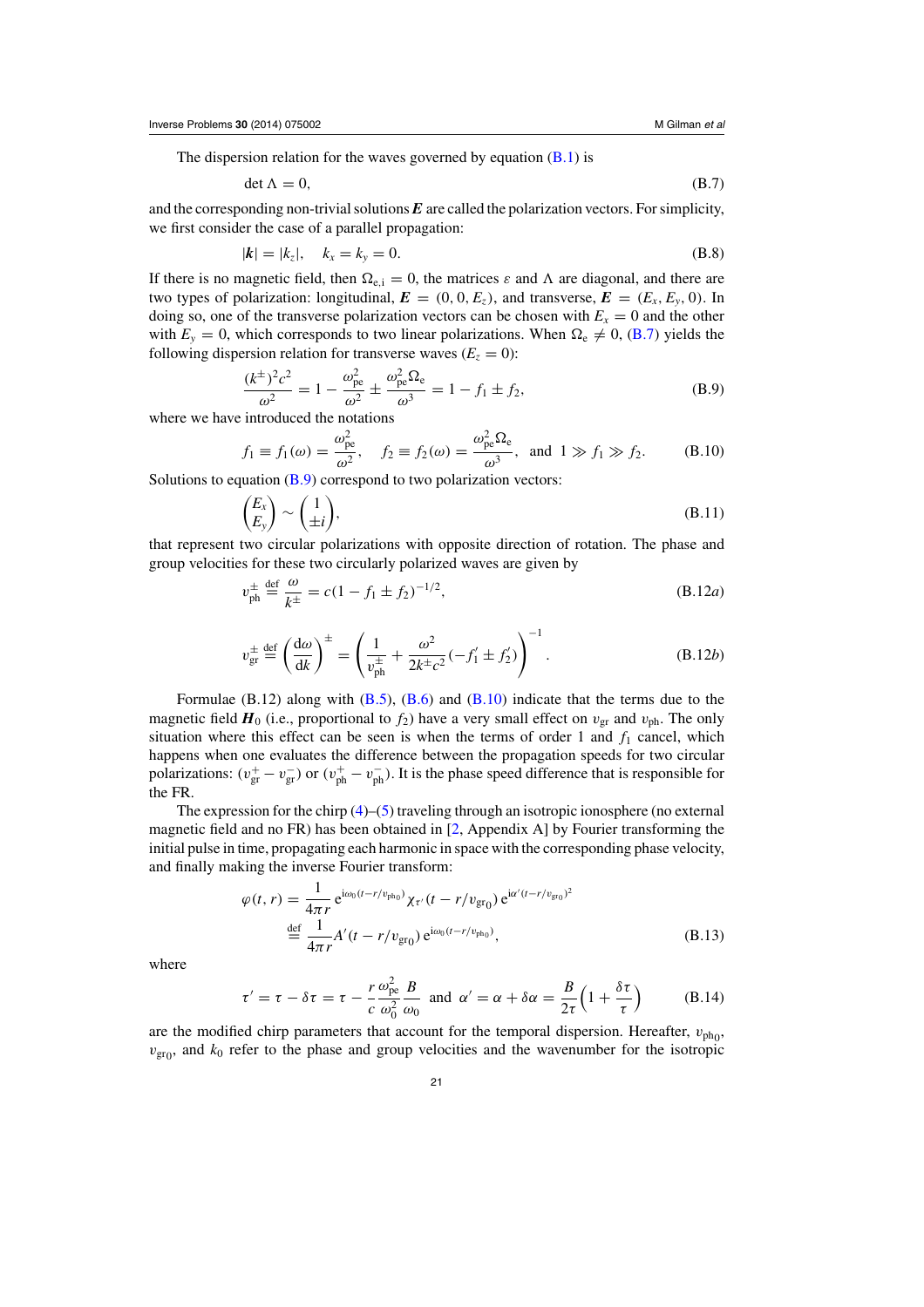The dispersion relation for the waves governed by equation (B.1) is

$$\det \Lambda = 0, \tag{B.7}$$

and the corresponding non-trivial solutions $\boldsymbol{E}$ are called the polarization vectors. For simplicity, we first consider the case of a parallel propagation:

$$|\boldsymbol{k}| = |k_z|, \quad k_x = k_y = 0. \tag{B.8}$$

If there is no magnetic field, then $\Omega_{\mathrm{e,i}} = 0$, the matrices $\varepsilon$ and $\Lambda$ are diagonal, and there are two types of polarization: longitudinal, $\boldsymbol{E} = (0, 0, E_z)$, and transverse, $\boldsymbol{E} = (E_x, E_y, 0)$. In doing so, one of the transverse polarization vectors can be chosen with $E_x = 0$ and the other with $E_y = 0$, which corresponds to two linear polarizations. When $\Omega_{\mathrm{e}} \neq 0$, (B.7) yields the following dispersion relation for transverse waves ($E_z = 0$):

$$\frac{(k^{\pm})^2 c^2}{\omega^2} = 1 - \frac{\omega_{\mathrm{pe}}^2}{\omega^2} \pm \frac{\omega_{\mathrm{pe}}^2 \Omega_{\mathrm{e}}}{\omega^3} = 1 - f_1 \pm f_2, \tag{B.9}$$

where we have introduced the notations

$$f_1 \equiv f_1(\omega) = \frac{\omega_{\mathrm{pe}}^2}{\omega^2}, \quad f_2 \equiv f_2(\omega) = \frac{\omega_{\mathrm{pe}}^2 \Omega_{\mathrm{e}}}{\omega^3}, \text{ and } 1 \gg f_1 \gg f_2. \tag{B.10}$$

Solutions to equation (B.9) correspond to two polarization vectors:

$$\begin{pmatrix} E_x \\ E_y \end{pmatrix} \sim \begin{pmatrix} 1 \\ \pm i \end{pmatrix}, \tag{B.11}$$

that represent two circular polarizations with opposite direction of rotation. The phase and group velocities for these two circularly polarized waves are given by

$$v_{\mathrm{ph}}^{\pm} \stackrel{\mathrm{def}}{=} \frac{\omega}{k^{\pm}} = c(1 - f_1 \pm f_2)^{-1/2}, \tag{B.12$a$}$$

$$v_{\mathrm{gr}}^{\pm} \stackrel{\mathrm{def}}{=} \left(\frac{\mathrm{d}\omega}{\mathrm{d}k}\right)^{\pm} = \left(\frac{1}{v_{\mathrm{ph}}^{\pm}} + \frac{\omega^2}{2k^{\pm}c^2}(-f_1' \pm f_2')\right)^{-1}. \tag{B.12$b$}$$

Formulae (B.12) along with (B.5), (B.6) and (B.10) indicate that the terms due to the magnetic field $\boldsymbol{H}_0$ (i.e., proportional to $f_2$) have a very small effect on $v_{\mathrm{gr}}$ and $v_{\mathrm{ph}}$. The only situation where this effect can be seen is when the terms of order 1 and $f_1$ cancel, which happens when one evaluates the difference between the propagation speeds for two circular polarizations: $(v_{\mathrm{gr}}^{+} - v_{\mathrm{gr}}^{-})$ or $(v_{\mathrm{ph}}^{+} - v_{\mathrm{ph}}^{-})$. It is the phase speed difference that is responsible for the FR.

The expression for the chirp (4)–(5) traveling through an isotropic ionosphere (no external magnetic field and no FR) has been obtained in [2, Appendix A] by Fourier transforming the initial pulse in time, propagating each harmonic in space with the corresponding phase velocity, and finally making the inverse Fourier transform:

$$\begin{aligned} \varphi(t, r) &= \frac{1}{4\pi r} \, \mathrm{e}^{\mathrm{i}\omega_0 (t - r/v_{\mathrm{ph}_0})} \chi_{\tau'}(t - r/v_{\mathrm{gr}_0}) \, \mathrm{e}^{\mathrm{i}\alpha'(t - r/v_{\mathrm{gr}_0})^2} \\ &\stackrel{\mathrm{def}}{=} \frac{1}{4\pi r} A'(t - r/v_{\mathrm{gr}_0}) \, \mathrm{e}^{\mathrm{i}\omega_0 (t - r/v_{\mathrm{ph}_0})}, \end{aligned} \tag{B.13}$$

where

$$\tau' = \tau - \delta\tau = \tau - \frac{r}{c} \frac{\omega_{\mathrm{pe}}^2}{\omega_0^2} \frac{B}{\omega_0} \quad \text{and} \quad \alpha' = \alpha + \delta\alpha = \frac{B}{2\tau}\left(1 + \frac{\delta\tau}{\tau}\right) \tag{B.14}$$

are the modified chirp parameters that account for the temporal dispersion. Hereafter, $v_{\mathrm{ph}_0}$, $v_{\mathrm{gr}_0}$, and $k_0$ refer to the phase and group velocities and the wavenumber for the isotropic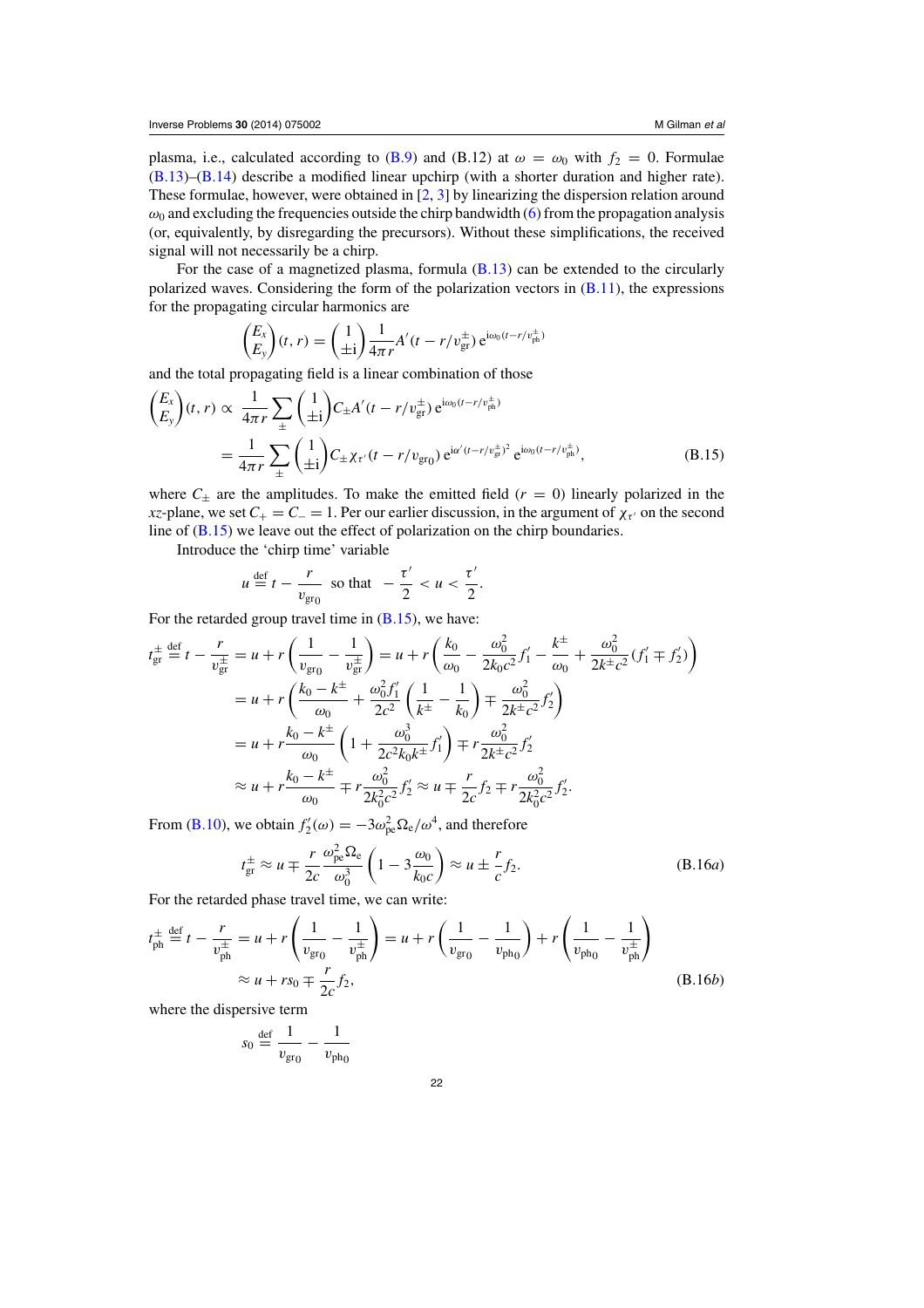plasma, i.e., calculated according to (B.9) and (B.12) at $\omega = \omega_0$ with $f_2 = 0$. Formulae (B.13)–(B.14) describe a modified linear upchirp (with a shorter duration and higher rate). These formulae, however, were obtained in [2, 3] by linearizing the dispersion relation around $\omega_0$ and excluding the frequencies outside the chirp bandwidth (6) from the propagation analysis (or, equivalently, by disregarding the precursors). Without these simplifications, the received signal will not necessarily be a chirp.

For the case of a magnetized plasma, formula (B.13) can be extended to the circularly polarized waves. Considering the form of the polarization vectors in (B.11), the expressions for the propagating circular harmonics are

$$\begin{pmatrix} E_x \\ E_y \end{pmatrix}(t, r) = \begin{pmatrix} 1 \\ \pm \mathrm{i} \end{pmatrix} \frac{1}{4\pi r} A'(t - r/v_{\mathrm{gr}}^{\pm})\, \mathrm{e}^{\mathrm{i}\omega_0 (t - r/v_{\mathrm{ph}}^{\pm})}$$

and the total propagating field is a linear combination of those

$$\begin{aligned}
\begin{pmatrix} E_x \\ E_y \end{pmatrix}(t, r) &\propto \frac{1}{4\pi r} \sum_{\pm} \begin{pmatrix} 1 \\ \pm \mathrm{i} \end{pmatrix} C_{\pm} A'(t - r/v_{\mathrm{gr}}^{\pm})\, \mathrm{e}^{\mathrm{i}\omega_0 (t - r/v_{\mathrm{ph}}^{\pm})} \\
&= \frac{1}{4\pi r} \sum_{\pm} \begin{pmatrix} 1 \\ \pm \mathrm{i} \end{pmatrix} C_{\pm} \chi_{\tau'}(t - r/v_{\mathrm{gr}_0})\, \mathrm{e}^{\mathrm{i}\alpha' (t - r/v_{\mathrm{gr}}^{\pm})^2}\, \mathrm{e}^{\mathrm{i}\omega_0 (t - r/v_{\mathrm{ph}}^{\pm})},
\end{aligned} \tag{B.15}$$

where $C_{\pm}$ are the amplitudes. To make the emitted field ($r = 0$) linearly polarized in the $xz$-plane, we set $C_+ = C_- = 1$. Per our earlier discussion, in the argument of $\chi_{\tau'}$ on the second line of (B.15) we leave out the effect of polarization on the chirp boundaries.

Introduce the 'chirp time' variable

$$u \overset{\mathrm{def}}{=} t - \frac{r}{v_{\mathrm{gr}_0}} \quad \text{so that} \quad -\frac{\tau'}{2} < u < \frac{\tau'}{2}.$$

For the retarded group travel time in (B.15), we have:

$$\begin{aligned}
t_{\mathrm{gr}}^{\pm} \overset{\mathrm{def}}{=} t - \frac{r}{v_{\mathrm{gr}}^{\pm}} &= u + r\left(\frac{1}{v_{\mathrm{gr}_0}} - \frac{1}{v_{\mathrm{gr}}^{\pm}}\right) = u + r\left(\frac{k_0}{\omega_0} - \frac{\omega_0^2}{2k_0 c^2} f_1' - \frac{k^{\pm}}{\omega_0} + \frac{\omega_0^2}{2k^{\pm} c^2}(f_1' \mp f_2')\right) \\
&= u + r\left(\frac{k_0 - k^{\pm}}{\omega_0} + \frac{\omega_0^2 f_1'}{2c^2}\left(\frac{1}{k^{\pm}} - \frac{1}{k_0}\right) \mp \frac{\omega_0^2}{2k^{\pm} c^2} f_2'\right) \\
&= u + r\frac{k_0 - k^{\pm}}{\omega_0}\left(1 + \frac{\omega_0^3}{2c^2 k_0 k^{\pm}} f_1'\right) \mp r\frac{\omega_0^2}{2k^{\pm} c^2} f_2' \\
&\approx u + r\frac{k_0 - k^{\pm}}{\omega_0} \mp r\frac{\omega_0^2}{2k_0^2 c^2} f_2' \approx u \mp \frac{r}{2c} f_2 \mp r\frac{\omega_0^2}{2k_0^2 c^2} f_2'.
\end{aligned}$$

From (B.10), we obtain $f_2'(\omega) = -3\omega_{\mathrm{pe}}^2 \Omega_{\mathrm{e}} / \omega^4$, and therefore

$$t_{\mathrm{gr}}^{\pm} \approx u \mp \frac{r}{2c} \frac{\omega_{\mathrm{pe}}^2 \Omega_{\mathrm{e}}}{\omega_0^3}\left(1 - 3\frac{\omega_0}{k_0 c}\right) \approx u \pm \frac{r}{c} f_2. \tag{B.16a}$$

For the retarded phase travel time, we can write:

$$\begin{aligned}
t_{\mathrm{ph}}^{\pm} \overset{\mathrm{def}}{=} t - \frac{r}{v_{\mathrm{ph}}^{\pm}} &= u + r\left(\frac{1}{v_{\mathrm{gr}_0}} - \frac{1}{v_{\mathrm{ph}}^{\pm}}\right) = u + r\left(\frac{1}{v_{\mathrm{gr}_0}} - \frac{1}{v_{\mathrm{ph}_0}}\right) + r\left(\frac{1}{v_{\mathrm{ph}_0}} - \frac{1}{v_{\mathrm{ph}}^{\pm}}\right) \\
&\approx u + r s_0 \mp \frac{r}{2c} f_2,
\end{aligned} \tag{B.16b}$$

where the dispersive term

$$s_0 \overset{\mathrm{def}}{=} \frac{1}{v_{\mathrm{gr}_0}} - \frac{1}{v_{\mathrm{ph}_0}}$$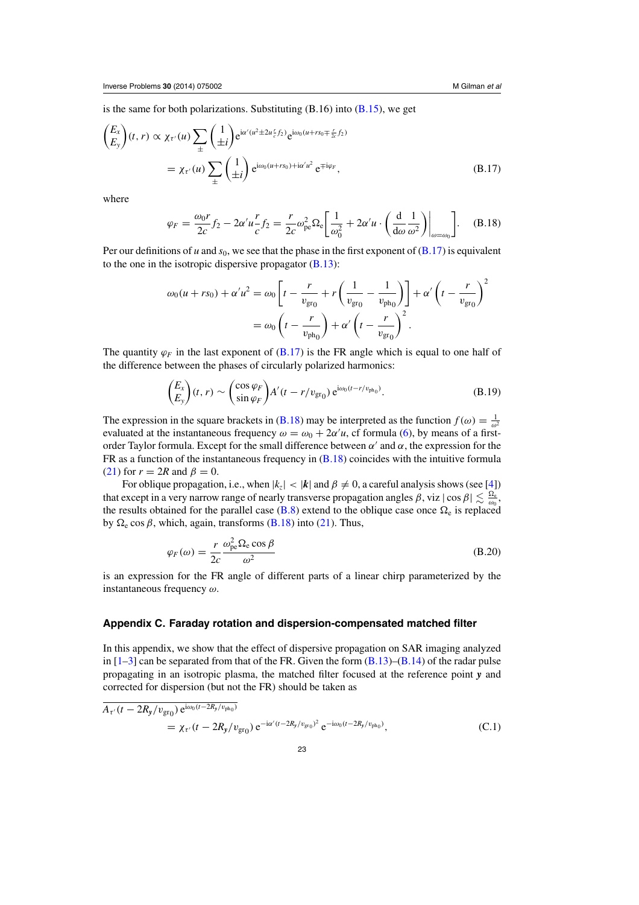is the same for both polarizations. Substituting (B.16) into (B.15), we get

$$\begin{pmatrix} E_x \\ E_y \end{pmatrix}(t,r) \propto \chi_{\tau'}(u) \sum_{\pm} \begin{pmatrix} 1 \\ \pm i \end{pmatrix} \mathrm{e}^{\mathrm{i}\alpha'(u^2 \pm 2u\frac{r}{c}f_2)} \mathrm{e}^{\mathrm{i}\omega_0(u+rs_0 \mp \frac{r}{2c}f_2)}$$

$$= \chi_{\tau'}(u) \sum_{\pm} \begin{pmatrix} 1 \\ \pm i \end{pmatrix} \mathrm{e}^{\mathrm{i}\omega_0(u+rs_0)+\mathrm{i}\alpha' u^2} \mathrm{e}^{\mp \mathrm{i}\varphi_F}, \tag{B.17}$$

where

$$\varphi_F = \frac{\omega_0 r}{2c} f_2 - 2\alpha' u \frac{r}{c} f_2 = \frac{r}{2c}\omega_{\mathrm{pe}}^2 \Omega_{\mathrm{e}} \left[ \frac{1}{\omega_0^2} + 2\alpha' u \cdot \left( \frac{\mathrm{d}}{\mathrm{d}\omega} \frac{1}{\omega^2} \right)\bigg|_{\omega=\omega_0} \right]. \tag{B.18}$$

Per our definitions of $u$ and $s_0$, we see that the phase in the first exponent of (B.17) is equivalent to the one in the isotropic dispersive propagator (B.13):

$$\omega_0(u+rs_0) + \alpha' u^2 = \omega_0 \left[ t - \frac{r}{v_{\mathrm{gr}_0}} + r\left( \frac{1}{v_{\mathrm{gr}_0}} - \frac{1}{v_{\mathrm{ph}_0}} \right) \right] + \alpha' \left( t - \frac{r}{v_{\mathrm{gr}_0}} \right)^2$$

$$= \omega_0 \left( t - \frac{r}{v_{\mathrm{ph}_0}} \right) + \alpha' \left( t - \frac{r}{v_{\mathrm{gr}_0}} \right)^2.$$

The quantity $\varphi_F$ in the last exponent of (B.17) is the FR angle which is equal to one half of the difference between the phases of circularly polarized harmonics:

$$\begin{pmatrix} E_x \\ E_y \end{pmatrix}(t,r) \sim \begin{pmatrix} \cos\varphi_F \\ \sin\varphi_F \end{pmatrix} A'(t - r/v_{\mathrm{gr}_0})\, \mathrm{e}^{\mathrm{i}\omega_0(t - r/v_{\mathrm{ph}_0})}. \tag{B.19}$$

The expression in the square brackets in (B.18) may be interpreted as the function $f(\omega) = \frac{1}{\omega^2}$ evaluated at the instantaneous frequency $\omega = \omega_0 + 2\alpha' u$, cf formula (6), by means of a first-order Taylor formula. Except for the small difference between $\alpha'$ and $\alpha$, the expression for the FR as a function of the instantaneous frequency in (B.18) coincides with the intuitive formula (21) for $r = 2R$ and $\beta = 0$.

For oblique propagation, i.e., when $|k_z| < |\boldsymbol{k}|$ and $\beta \neq 0$, a careful analysis shows (see [4]) that except in a very narrow range of nearly transverse propagation angles $\beta$, viz $|\cos\beta| \lesssim \frac{\Omega_{\mathrm{e}}}{\omega_0}$, the results obtained for the parallel case (B.8) extend to the oblique case once $\Omega_{\mathrm{e}}$ is replaced by $\Omega_{\mathrm{e}}\cos\beta$, which, again, transforms (B.18) into (21). Thus,

$$\varphi_F(\omega) = \frac{r}{2c} \frac{\omega_{\mathrm{pe}}^2 \Omega_{\mathrm{e}} \cos\beta}{\omega^2} \tag{B.20}$$

is an expression for the FR angle of different parts of a linear chirp parameterized by the instantaneous frequency $\omega$.

## Appendix C. Faraday rotation and dispersion-compensated matched filter

In this appendix, we show that the effect of dispersive propagation on SAR imaging analyzed in [1–3] can be separated from that of the FR. Given the form (B.13)–(B.14) of the radar pulse propagating in an isotropic plasma, the matched filter focused at the reference point $\boldsymbol{y}$ and corrected for dispersion (but not the FR) should be taken as

$$\overline{A_{\tau'}(t - 2R_y/v_{\mathrm{gr}_0})\, \mathrm{e}^{\mathrm{i}\omega_0(t-2R_y/v_{\mathrm{ph}_0})}}$$

$$= \chi_{\tau'}(t - 2R_y/v_{\mathrm{gr}_0})\, \mathrm{e}^{-\mathrm{i}\alpha'(t-2R_y/v_{\mathrm{gr}_0})^2} \mathrm{e}^{-\mathrm{i}\omega_0(t-2R_y/v_{\mathrm{ph}_0})}, \tag{C.1}$$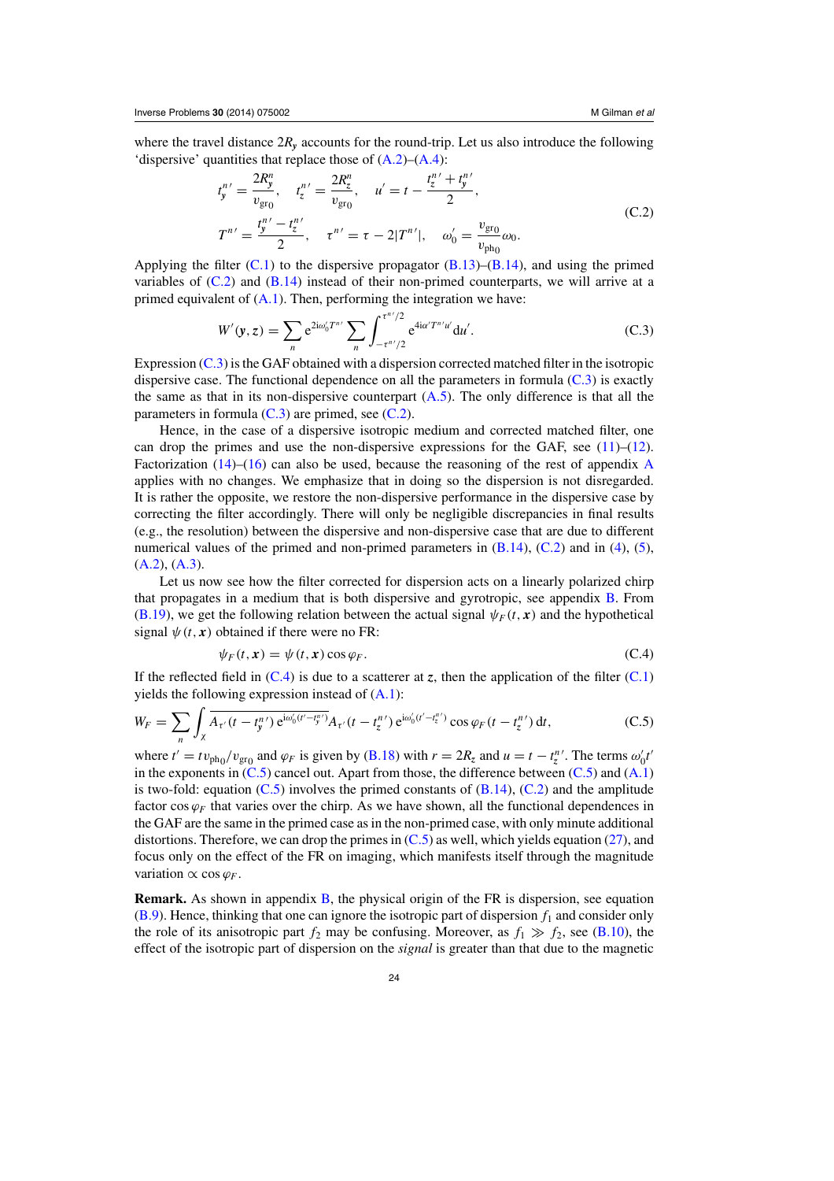where the travel distance $2R_y$ accounts for the round-trip. Let us also introduce the following 'dispersive' quantities that replace those of (A.2)–(A.4):

$$t_y^{n\,\prime} = \frac{2R_y^n}{v_{\text{gr}0}}, \quad t_z^{n\,\prime} = \frac{2R_z^n}{v_{\text{gr}0}}, \quad u' = t - \frac{t_z^{n\,\prime} + t_y^{n\,\prime}}{2},$$
$$T^{n\,\prime} = \frac{t_y^{n\,\prime} - t_z^{n\,\prime}}{2}, \quad \tau^{n\,\prime} = \tau - 2|T^{n\,\prime}|, \quad \omega_0' = \frac{v_{\text{gr}0}}{v_{\text{ph}0}}\omega_0. \tag{C.2}$$

Applying the filter (C.1) to the dispersive propagator (B.13)–(B.14), and using the primed variables of (C.2) and (B.14) instead of their non-primed counterparts, we will arrive at a primed equivalent of (A.1). Then, performing the integration we have:

$$W'(\boldsymbol{y}, \boldsymbol{z}) = \sum_n \mathrm{e}^{2\mathrm{i}\omega_0' T^{n\,\prime}} \sum_n \int_{-\tau^{n\,\prime}/2}^{\tau^{n\,\prime}/2} \mathrm{e}^{4\mathrm{i}\alpha' T^{n\,\prime} u'} \mathrm{d}u'. \tag{C.3}$$

Expression (C.3) is the GAF obtained with a dispersion corrected matched filter in the isotropic dispersive case. The functional dependence on all the parameters in formula (C.3) is exactly the same as that in its non-dispersive counterpart (A.5). The only difference is that all the parameters in formula (C.3) are primed, see (C.2).

Hence, in the case of a dispersive isotropic medium and corrected matched filter, one can drop the primes and use the non-dispersive expressions for the GAF, see (11)–(12). Factorization (14)–(16) can also be used, because the reasoning of the rest of appendix A applies with no changes. We emphasize that in doing so the dispersion is not disregarded. It is rather the opposite, we restore the non-dispersive performance in the dispersive case by correcting the filter accordingly. There will only be negligible discrepancies in final results (e.g., the resolution) between the dispersive and non-dispersive case that are due to different numerical values of the primed and non-primed parameters in (B.14), (C.2) and in (4), (5), (A.2), (A.3).

Let us now see how the filter corrected for dispersion acts on a linearly polarized chirp that propagates in a medium that is both dispersive and gyrotropic, see appendix B. From (B.19), we get the following relation between the actual signal $\psi_F(t, \boldsymbol{x})$ and the hypothetical signal $\psi(t, \boldsymbol{x})$ obtained if there were no FR:

$$\psi_F(t, \boldsymbol{x}) = \psi(t, \boldsymbol{x}) \cos\varphi_F. \tag{C.4}$$

If the reflected field in (C.4) is due to a scatterer at $\boldsymbol{z}$, then the application of the filter (C.1) yields the following expression instead of (A.1):

$$W_F = \sum_n \int_\chi \overline{A_{\tau'}(t - t_y^{n\,\prime})\, \mathrm{e}^{\mathrm{i}\omega_0'(t' - t_y^{n\,\prime})}} A_{\tau'}(t - t_z^{n\,\prime})\, \mathrm{e}^{\mathrm{i}\omega_0'(t' - t_z^{n\,\prime})} \cos\varphi_F(t - t_z^{n\,\prime})\, \mathrm{d}t, \tag{C.5}$$

where $t' = t v_{\text{ph}0}/v_{\text{gr}0}$ and $\varphi_F$ is given by (B.18) with $r = 2R_z$ and $u = t - t_z^{n\,\prime}$. The terms $\omega_0' t'$ in the exponents in (C.5) cancel out. Apart from those, the difference between (C.5) and (A.1) is two-fold: equation (C.5) involves the primed constants of (B.14), (C.2) and the amplitude factor $\cos\varphi_F$ that varies over the chirp. As we have shown, all the functional dependences in the GAF are the same in the primed case as in the non-primed case, with only minute additional distortions. Therefore, we can drop the primes in (C.5) as well, which yields equation (27), and focus only on the effect of the FR on imaging, which manifests itself through the magnitude variation $\propto \cos\varphi_F$.

**Remark.** As shown in appendix B, the physical origin of the FR is dispersion, see equation (B.9). Hence, thinking that one can ignore the isotropic part of dispersion $f_1$ and consider only the role of its anisotropic part $f_2$ may be confusing. Moreover, as $f_1 \gg f_2$, see (B.10), the effect of the isotropic part of dispersion on the *signal* is greater than that due to the magnetic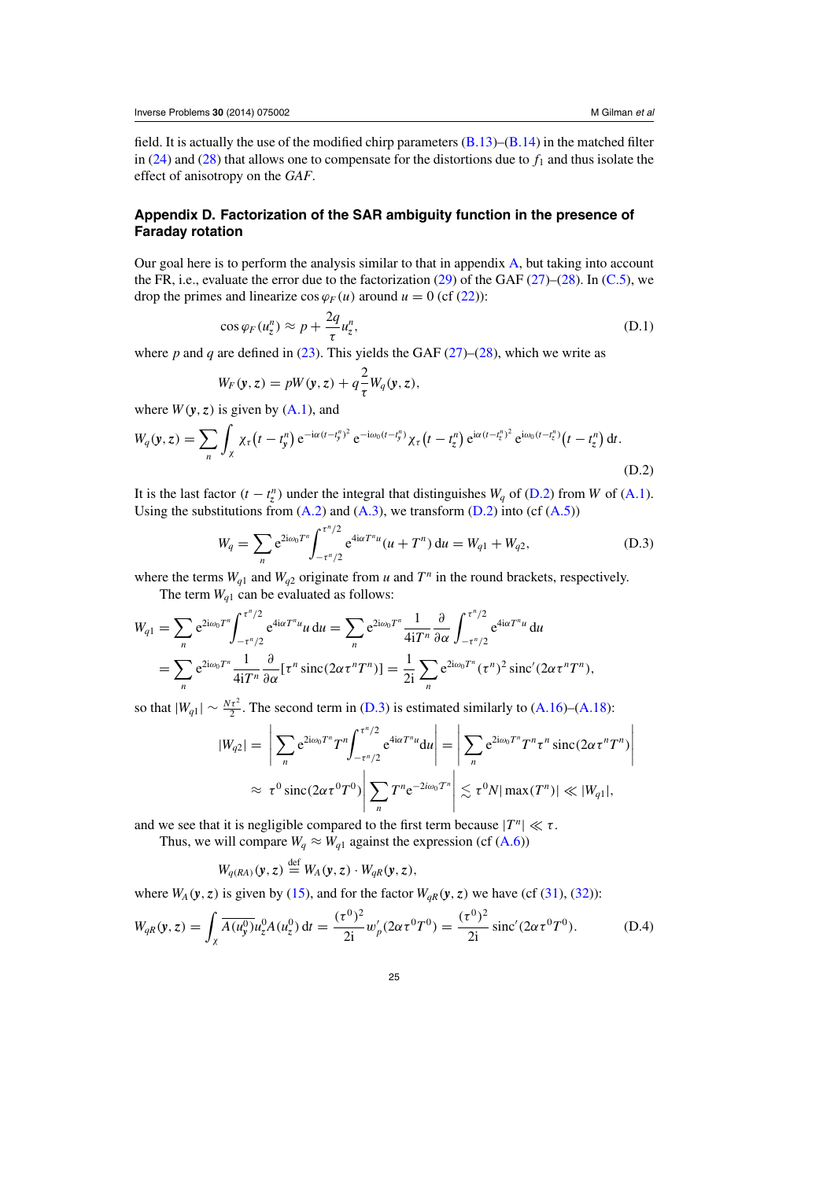field. It is actually the use of the modified chirp parameters (B.13)–(B.14) in the matched filter in (24) and (28) that allows one to compensate for the distortions due to $f_1$ and thus isolate the effect of anisotropy on the *GAF*.

## Appendix D. Factorization of the SAR ambiguity function in the presence of Faraday rotation

Our goal here is to perform the analysis similar to that in appendix A, but taking into account the FR, i.e., evaluate the error due to the factorization (29) of the GAF (27)–(28). In (C.5), we drop the primes and linearize $\cos\varphi_F(u)$ around $u = 0$ (cf (22)):

$$\cos\varphi_F(u_z^n) \approx p + \frac{2q}{\tau}u_z^n, \tag{D.1}$$

where $p$ and $q$ are defined in (23). This yields the GAF (27)–(28), which we write as

$$W_F(\boldsymbol{y},\boldsymbol{z}) = pW(\boldsymbol{y},\boldsymbol{z}) + q\frac{2}{\tau}W_q(\boldsymbol{y},\boldsymbol{z}),$$

where $W(\boldsymbol{y},\boldsymbol{z})$ is given by (A.1), and

$$W_q(\boldsymbol{y},\boldsymbol{z}) = \sum_n \int_\chi \chi_\tau\left(t-t_y^n\right) \mathrm{e}^{-\mathrm{i}\alpha(t-t_y^n)^2}\,\mathrm{e}^{-\mathrm{i}\omega_0(t-t_y^n)}\chi_\tau\left(t-t_z^n\right)\mathrm{e}^{\mathrm{i}\alpha(t-t_z^n)^2}\,\mathrm{e}^{\mathrm{i}\omega_0(t-t_z^n)}\left(t-t_z^n\right)\mathrm{d}t. \tag{D.2}$$

It is the last factor $(t - t_z^n)$ under the integral that distinguishes $W_q$ of (D.2) from $W$ of (A.1). Using the substitutions from (A.2) and (A.3), we transform (D.2) into (cf (A.5))

$$W_q = \sum_n \mathrm{e}^{2\mathrm{i}\omega_0 T^n}\int_{-\tau^n/2}^{\tau^n/2} \mathrm{e}^{4\mathrm{i}\alpha T^n u}(u + T^n)\,\mathrm{d}u = W_{q1} + W_{q2}, \tag{D.3}$$

where the terms $W_{q1}$ and $W_{q2}$ originate from $u$ and $T^n$ in the round brackets, respectively.

The term $W_{q1}$ can be evaluated as follows:

$$\begin{aligned}
W_{q1} &= \sum_n \mathrm{e}^{2\mathrm{i}\omega_0 T^n}\int_{-\tau^n/2}^{\tau^n/2} \mathrm{e}^{4\mathrm{i}\alpha T^n u}u\,\mathrm{d}u = \sum_n \mathrm{e}^{2\mathrm{i}\omega_0 T^n}\frac{1}{4\mathrm{i}T^n}\frac{\partial}{\partial\alpha}\int_{-\tau^n/2}^{\tau^n/2}\mathrm{e}^{4\mathrm{i}\alpha T^n u}\,\mathrm{d}u \\
&= \sum_n \mathrm{e}^{2\mathrm{i}\omega_0 T^n}\frac{1}{4\mathrm{i}T^n}\frac{\partial}{\partial\alpha}[\tau^n\,\mathrm{sinc}(2\alpha\tau^n T^n)] = \frac{1}{2\mathrm{i}}\sum_n \mathrm{e}^{2\mathrm{i}\omega_0 T^n}(\tau^n)^2\,\mathrm{sinc}'(2\alpha\tau^n T^n),
\end{aligned}$$

so that $|W_{q1}| \sim \frac{N\tau^2}{2}$. The second term in (D.3) is estimated similarly to (A.16)–(A.18):

$$\begin{aligned}
|W_{q2}| &= \left|\sum_n \mathrm{e}^{2\mathrm{i}\omega_0 T^n}T^n\int_{-\tau^n/2}^{\tau^n/2}\mathrm{e}^{4\mathrm{i}\alpha T^n u}\mathrm{d}u\right| = \left|\sum_n \mathrm{e}^{2\mathrm{i}\omega_0 T^n}T^n\tau^n\,\mathrm{sinc}(2\alpha\tau^n T^n)\right| \\
&\approx \tau^0\,\mathrm{sinc}(2\alpha\tau^0 T^0)\left|\sum_n T^n \mathrm{e}^{-2\mathrm{i}\omega_0 T^n}\right| \lesssim \tau^0 N|\max(T^n)| \ll |W_{q1}|,
\end{aligned}$$

and we see that it is negligible compared to the first term because $|T^n| \ll \tau$.

Thus, we will compare $W_q \approx W_{q1}$ against the expression (cf (A.6))

$$W_{q(RA)}(\boldsymbol{y},\boldsymbol{z}) \stackrel{\text{def}}{=} W_A(\boldsymbol{y},\boldsymbol{z}) \cdot W_{qR}(\boldsymbol{y},\boldsymbol{z}),$$

where $W_A(\boldsymbol{y},\boldsymbol{z})$ is given by (15), and for the factor $W_{qR}(\boldsymbol{y},\boldsymbol{z})$ we have (cf (31), (32)):

$$W_{qR}(\boldsymbol{y},\boldsymbol{z}) = \int_\chi \overline{A(u_y^0)}u_z^0 A(u_z^0)\,\mathrm{d}t = \frac{(\tau^0)^2}{2\mathrm{i}}w_p'(2\alpha\tau^0 T^0) = \frac{(\tau^0)^2}{2\mathrm{i}}\,\mathrm{sinc}'(2\alpha\tau^0 T^0). \tag{D.4}$$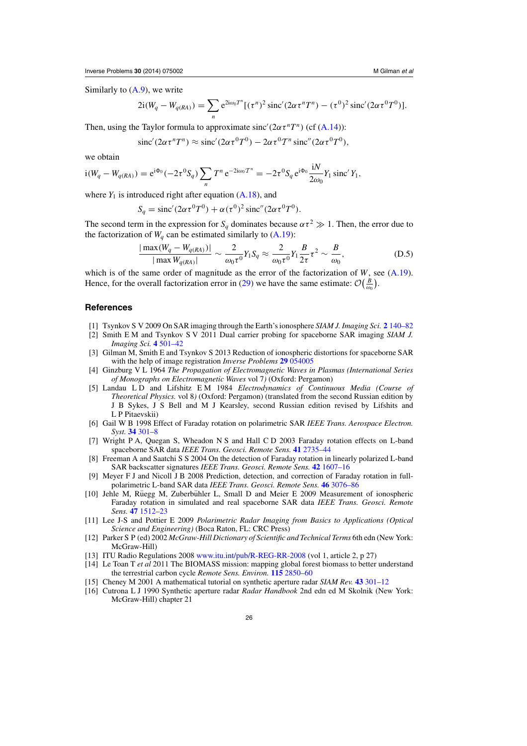Similarly to (A.9), we write

$$2\mathrm{i}(W_q - W_{q(RA)}) = \sum_n \mathrm{e}^{2\mathrm{i}\omega_0 T^n}[(\tau^n)^2 \operatorname{sinc}'(2\alpha\tau^n T^n) - (\tau^0)^2 \operatorname{sinc}'(2\alpha\tau^0 T^0)].$$

Then, using the Taylor formula to approximate $\operatorname{sinc}'(2\alpha\tau^n T^n)$ (cf (A.14)):

$$\operatorname{sinc}'(2\alpha\tau^n T^n) \approx \operatorname{sinc}'(2\alpha\tau^0 T^0) - 2\alpha\tau^0 T^n \operatorname{sinc}''(2\alpha\tau^0 T^0),$$

we obtain

$$\mathrm{i}(W_q - W_{q(RA)}) = \mathrm{e}^{\mathrm{i}\Phi_0}(-2\tau^0 S_q)\sum_n T^n \,\mathrm{e}^{-2\mathrm{i}\omega_0 T^n} = -2\tau^0 S_q \,\mathrm{e}^{\mathrm{i}\Phi_0}\frac{\mathrm{i}N}{2\omega_0}Y_1 \operatorname{sinc}' Y_1,$$

where $Y_1$ is introduced right after equation (A.18), and

$$S_q = \operatorname{sinc}'(2\alpha\tau^0 T^0) + \alpha(\tau^0)^2 \operatorname{sinc}''(2\alpha\tau^0 T^0).$$

The second term in the expression for $S_q$ dominates because $\alpha\tau^2 \gg 1$. Then, the error due to the factorization of $W_q$ can be estimated similarly to (A.19):

$$\frac{|\max(W_q - W_{q(RA)})|}{|\max W_{q(RA)}|} \sim \frac{2}{\omega_0\tau^0}Y_1 S_q \approx \frac{2}{\omega_0\tau^0}Y_1\frac{B}{2\tau}\tau^2 \sim \frac{B}{\omega_0}, \tag{D.5}$$

which is of the same order of magnitude as the error of the factorization of $W$, see (A.19). Hence, for the overall factorization error in (29) we have the same estimate: $\mathcal{O}\left(\frac{B}{\omega_0}\right)$.

## References

[1] Tsynkov S V 2009 On SAR imaging through the Earth's ionosphere *SIAM J. Imaging Sci.* **2** 140–82

[2] Smith E M and Tsynkov S V 2011 Dual carrier probing for spaceborne SAR imaging *SIAM J. Imaging Sci.* **4** 501–42

[3] Gilman M, Smith E and Tsynkov S 2013 Reduction of ionospheric distortions for spaceborne SAR with the help of image registration *Inverse Problems* **29** 054005

[4] Ginzburg V L 1964 *The Propagation of Electromagnetic Waves in Plasmas (International Series of Monographs on Electromagnetic Waves* vol 7*)* (Oxford: Pergamon)

[5] Landau L D and Lifshitz E M 1984 *Electrodynamics of Continuous Media (Course of Theoretical Physics.* vol 8*)* (Oxford: Pergamon) (translated from the second Russian edition by J B Sykes, J S Bell and M J Kearsley, second Russian edition revised by Lifshits and L P Pitaevskii)

[6] Gail W B 1998 Effect of Faraday rotation on polarimetric SAR *IEEE Trans. Aerospace Electron. Syst.* **34** 301–8

[7] Wright P A, Quegan S, Wheadon N S and Hall C D 2003 Faraday rotation effects on L-band spaceborne SAR data *IEEE Trans. Geosci. Remote Sens.* **41** 2735–44

[8] Freeman A and Saatchi S S 2004 On the detection of Faraday rotation in linearly polarized L-band SAR backscatter signatures *IEEE Trans. Geosci. Remote Sens.* **42** 1607–16

[9] Meyer F J and Nicoll J B 2008 Prediction, detection, and correction of Faraday rotation in full-polarimetric L-band SAR data *IEEE Trans. Geosci. Remote Sens.* **46** 3076–86

[10] Jehle M, Rüegg M, Zuberbühler L, Small D and Meier E 2009 Measurement of ionospheric Faraday rotation in simulated and real spaceborne SAR data *IEEE Trans. Geosci. Remote Sens.* **47** 1512–23

[11] Lee J-S and Pottier E 2009 *Polarimetric Radar Imaging from Basics to Applications (Optical Science and Engineering)* (Boca Raton, FL: CRC Press)

[12] Parker S P (ed) 2002 *McGraw-Hill Dictionary of Scientific and Technical Terms* 6th edn (New York: McGraw-Hill)

[13] ITU Radio Regulations 2008 www.itu.int/pub/R-REG-RR-2008 (vol 1, article 2, p 27)

[14] Le Toan T *et al* 2011 The BIOMASS mission: mapping global forest biomass to better understand the terrestrial carbon cycle *Remote Sens. Environ.* **115** 2850–60

[15] Cheney M 2001 A mathematical tutorial on synthetic aperture radar *SIAM Rev.* **43** 301–12

[16] Cutrona L J 1990 Synthetic aperture radar *Radar Handbook* 2nd edn ed M Skolnik (New York: McGraw-Hill) chapter 21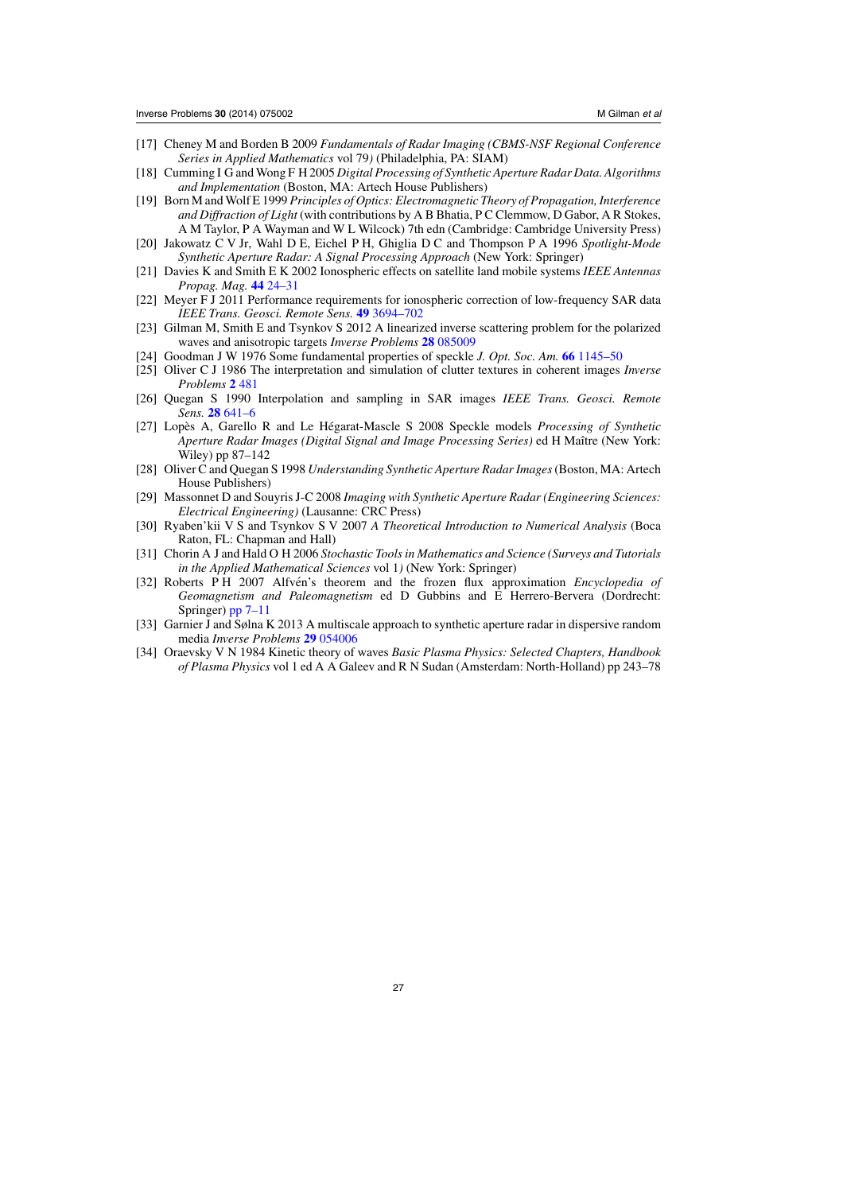[17] Cheney M and Borden B 2009 *Fundamentals of Radar Imaging (CBMS-NSF Regional Conference Series in Applied Mathematics* vol 79*)* (Philadelphia, PA: SIAM)

[18] Cumming I G and Wong F H 2005 *Digital Processing of Synthetic Aperture Radar Data. Algorithms and Implementation* (Boston, MA: Artech House Publishers)

[19] Born M and Wolf E 1999 *Principles of Optics: Electromagnetic Theory of Propagation, Interference and Diffraction of Light* (with contributions by A B Bhatia, P C Clemmow, D Gabor, A R Stokes, A M Taylor, P A Wayman and W L Wilcock) 7th edn (Cambridge: Cambridge University Press)

[20] Jakowatz C V Jr, Wahl D E, Eichel P H, Ghiglia D C and Thompson P A 1996 *Spotlight-Mode Synthetic Aperture Radar: A Signal Processing Approach* (New York: Springer)

[21] Davies K and Smith E K 2002 Ionospheric effects on satellite land mobile systems *IEEE Antennas Propag. Mag.* **44** 24–31

[22] Meyer F J 2011 Performance requirements for ionospheric correction of low-frequency SAR data *IEEE Trans. Geosci. Remote Sens.* **49** 3694–702

[23] Gilman M, Smith E and Tsynkov S 2012 A linearized inverse scattering problem for the polarized waves and anisotropic targets *Inverse Problems* **28** 085009

[24] Goodman J W 1976 Some fundamental properties of speckle *J. Opt. Soc. Am.* **66** 1145–50

[25] Oliver C J 1986 The interpretation and simulation of clutter textures in coherent images *Inverse Problems* **2** 481

[26] Quegan S 1990 Interpolation and sampling in SAR images *IEEE Trans. Geosci. Remote Sens.* **28** 641–6

[27] Lopès A, Garello R and Le Hégarat-Mascle S 2008 Speckle models *Processing of Synthetic Aperture Radar Images (Digital Signal and Image Processing Series)* ed H Maître (New York: Wiley) pp 87–142

[28] Oliver C and Quegan S 1998 *Understanding Synthetic Aperture Radar Images* (Boston, MA: Artech House Publishers)

[29] Massonnet D and Souyris J-C 2008 *Imaging with Synthetic Aperture Radar (Engineering Sciences: Electrical Engineering)* (Lausanne: CRC Press)

[30] Ryaben'kii V S and Tsynkov S V 2007 *A Theoretical Introduction to Numerical Analysis* (Boca Raton, FL: Chapman and Hall)

[31] Chorin A J and Hald O H 2006 *Stochastic Tools in Mathematics and Science (Surveys and Tutorials in the Applied Mathematical Sciences* vol 1*)* (New York: Springer)

[32] Roberts P H 2007 Alfvén's theorem and the frozen flux approximation *Encyclopedia of Geomagnetism and Paleomagnetism* ed D Gubbins and E Herrero-Bervera (Dordrecht: Springer) pp 7–11

[33] Garnier J and Sølna K 2013 A multiscale approach to synthetic aperture radar in dispersive random media *Inverse Problems* **29** 054006

[34] Oraevsky V N 1984 Kinetic theory of waves *Basic Plasma Physics: Selected Chapters, Handbook of Plasma Physics* vol 1 ed A A Galeev and R N Sudan (Amsterdam: North-Holland) pp 243–78